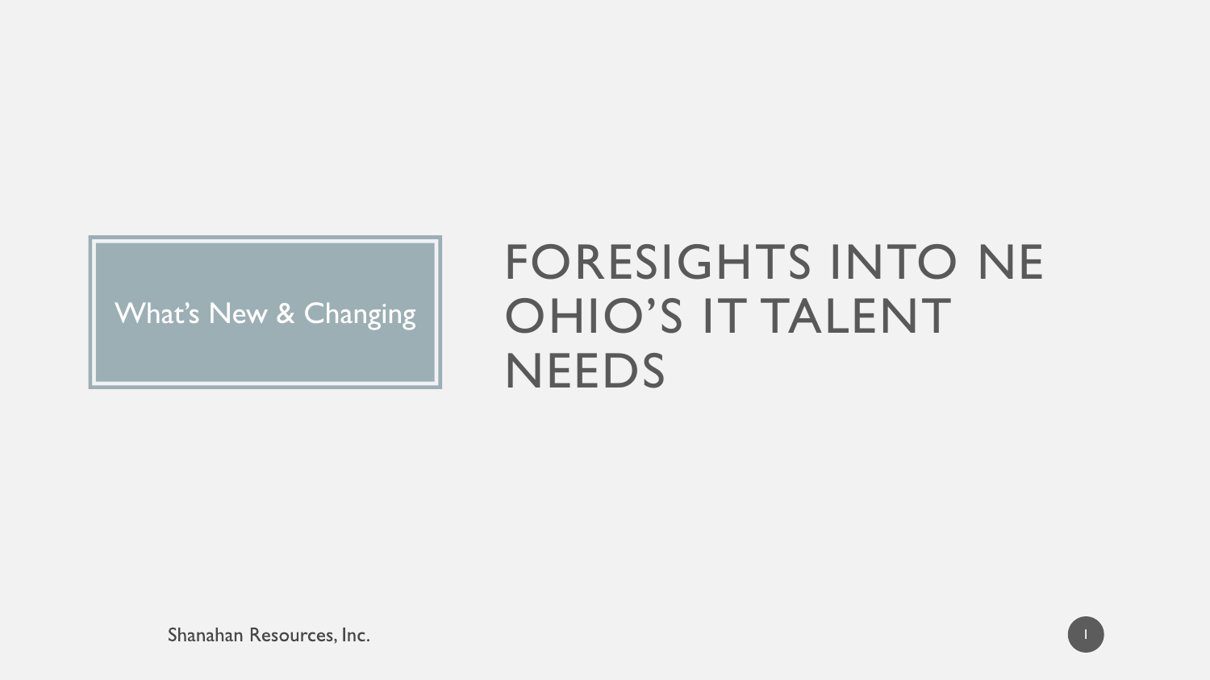What's New & Changing

# FORESIGHTS INTO NE OHIO'S IT TALENT NEEDS

Shanahan Resources, Inc.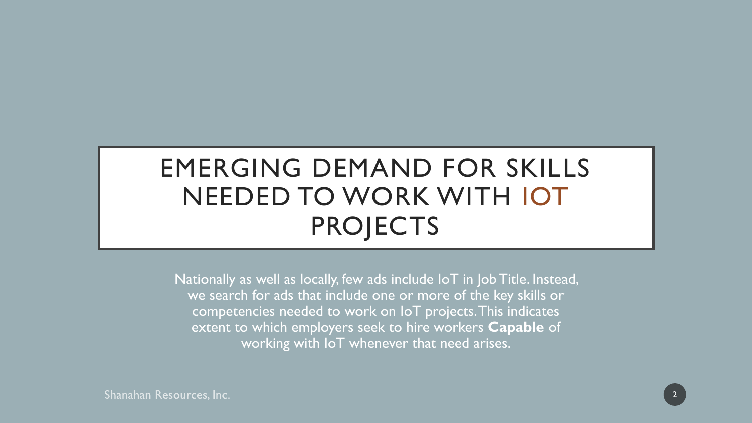# EMERGING DEMAND FOR SKILLS NEEDED TO WORK WITH IOT PROJECTS

Nationally as well as locally, few ads include IoT in Job Title. Instead, we search for ads that include one or more of the key skills or competencies needed to work on IoT projects. This indicates extent to which employers seek to hire workers **Capable** of working with IoT whenever that need arises.

Shanahan Resources, Inc.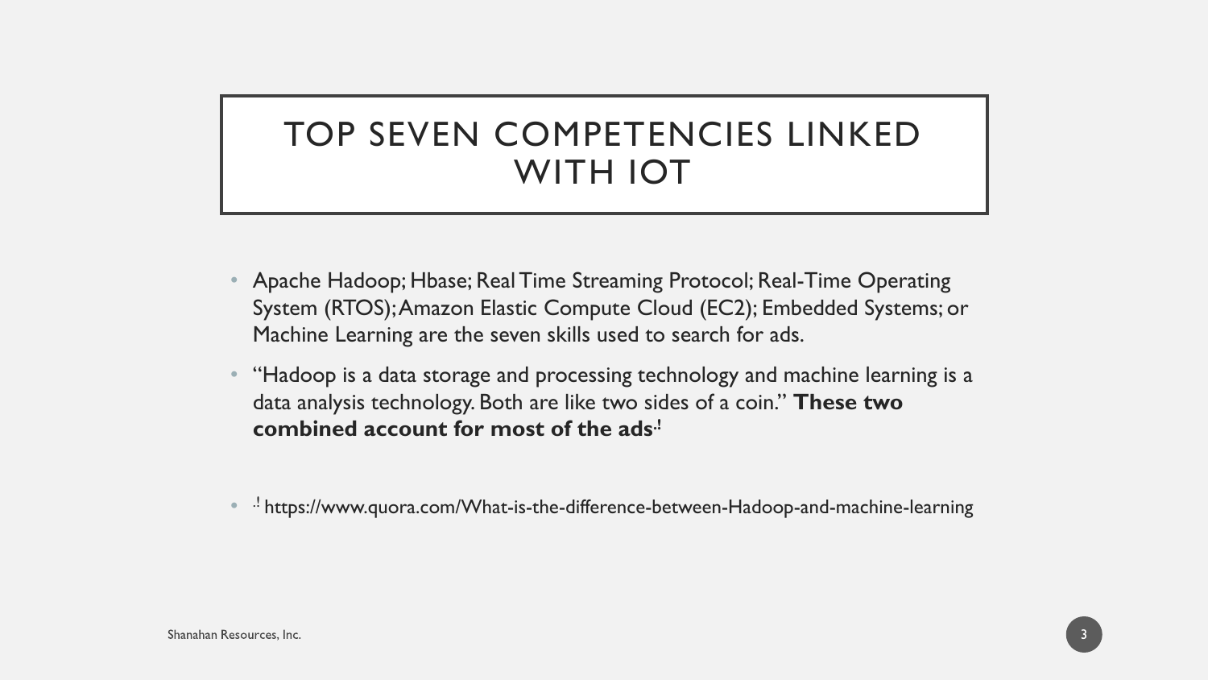# TOP SEVEN COMPETENCIES LINKED WITH IOT

- Apache Hadoop; Hbase; Real Time Streaming Protocol; Real-Time Operating System (RTOS); Amazon Elastic Compute Cloud (EC2); Embedded Systems; or Machine Learning are the seven skills used to search for ads.
- "Hadoop is a data storage and processing technology and machine learning is a data analysis technology. Both are like two sides of a coin." **These two combined account for most of the ads.**[!]

- [!] https://www.quora.com/What-is-the-difference-between-Hadoop-and-machine-learning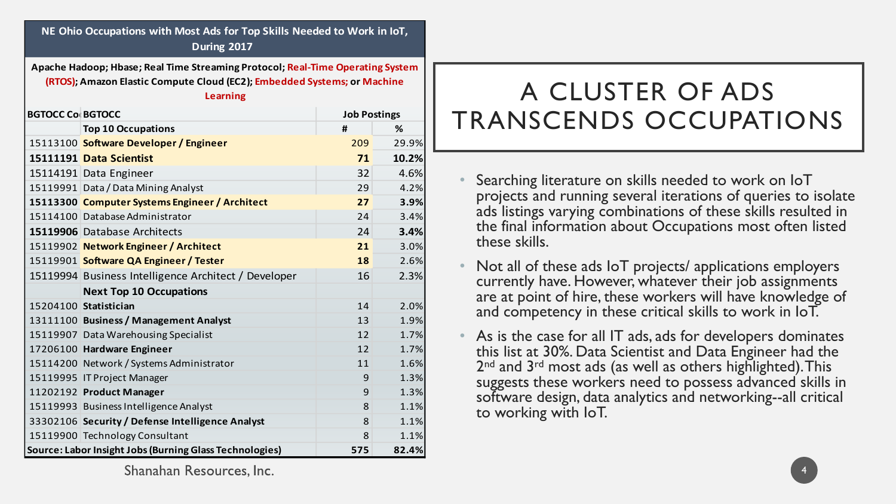# A CLUSTER OF ADS TRANSCENDS OCCUPATIONS

**NE Ohio Occupations with Most Ads for Top Skills Needed to Work in IoT, During 2017**

**Apache Hadoop; Hbase; Real Time Streaming Protocol; Real-Time Operating System (RTOS); Amazon Elastic Compute Cloud (EC2); Embedded Systems; or Machine Learning**

| BGTOCC Co | BGTOCC | Job Postings | |
|---|---|---|---|
| | **Top 10 Occupations** | **#** | **%** |
| 15113100 | **Software Developer / Engineer** | 209 | 29.9% |
| **15111191** | **Data Scientist** | **71** | **10.2%** |
| 15114191 | Data Engineer | 32 | 4.6% |
| 15119991 | Data / Data Mining Analyst | 29 | 4.2% |
| **15113300** | **Computer Systems Engineer / Architect** | **27** | **3.9%** |
| 15114100 | Database Administrator | 24 | 3.4% |
| **15119906** | Database Architects | 24 | **3.4%** |
| 15119902 | **Network Engineer / Architect** | **21** | 3.0% |
| 15119901 | **Software QA Engineer / Tester** | **18** | 2.6% |
| 15119994 | Business Intelligence Architect / Developer | 16 | 2.3% |
| | **Next Top 10 Occupations** | | |
| 15204100 | **Statistician** | 14 | 2.0% |
| 13111100 | **Business / Management Analyst** | 13 | 1.9% |
| 15119907 | Data Warehousing Specialist | 12 | 1.7% |
| 17206100 | **Hardware Engineer** | 12 | 1.7% |
| 15114200 | Network / Systems Administrator | 11 | 1.6% |
| 15119995 | IT Project Manager | 9 | 1.3% |
| 11202192 | **Product Manager** | 9 | 1.3% |
| 15119993 | Business Intelligence Analyst | 8 | 1.1% |
| 33302106 | **Security / Defense Intelligence Analyst** | 8 | 1.1% |
| 15119900 | Technology Consultant | 8 | 1.1% |
| **Source: Labor Insight Jobs (Burning Glass Technologies)** | | **575** | **82.4%** |

Shanahan Resources, Inc.

- Searching literature on skills needed to work on IoT projects and running several iterations of queries to isolate ads listings varying combinations of these skills resulted in the final information about Occupations most often listed these skills.
- Not all of these ads IoT projects/ applications employers currently have. However, whatever their job assignments are at point of hire, these workers will have knowledge of and competency in these critical skills to work in IoT.
- As is the case for all IT ads, ads for developers dominates this list at 30%. Data Scientist and Data Engineer had the 2nd and 3rd most ads (as well as others highlighted). This suggests these workers need to possess advanced skills in software design, data analytics and networking--all critical to working with IoT.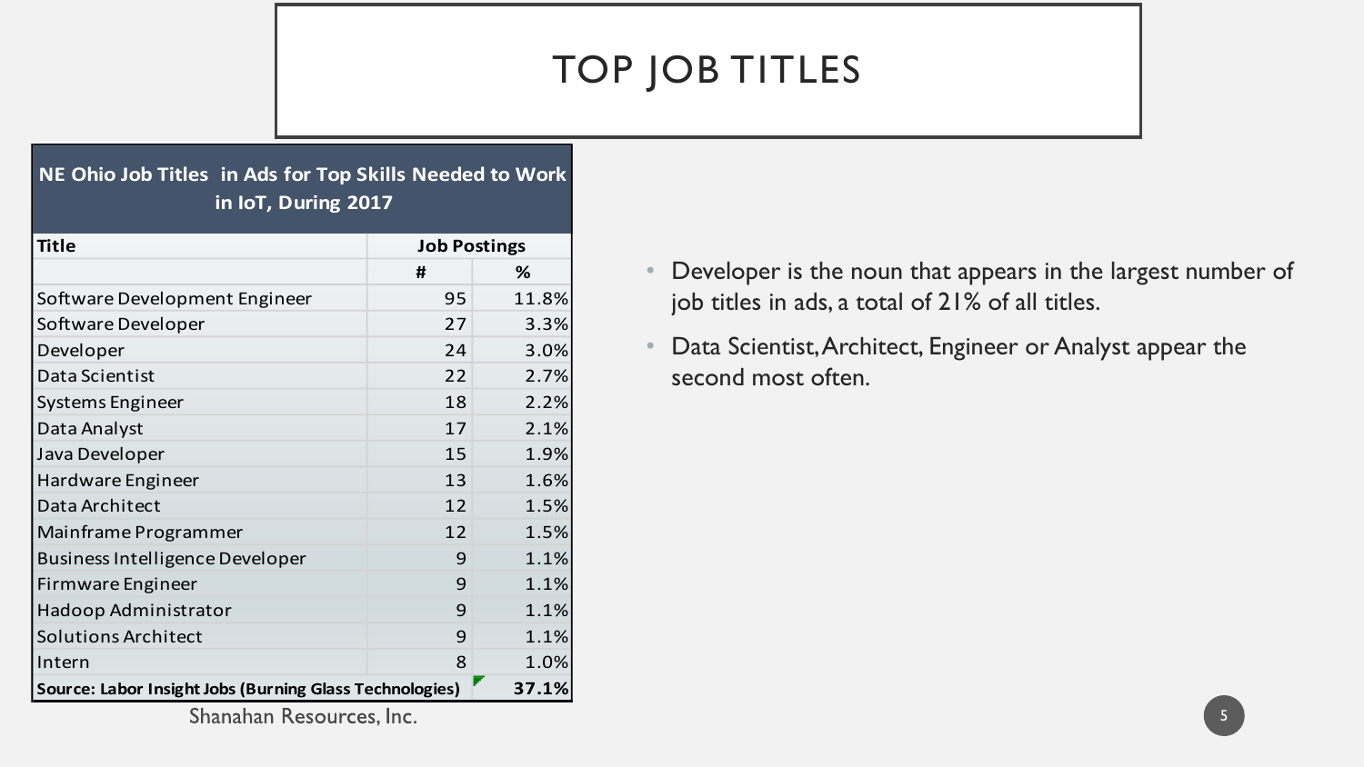# TOP JOB TITLES

| NE Ohio Job Titles in Ads for Top Skills Needed to Work in IoT, During 2017 | | |
|---|---|---|
| Title | Job Postings | |
| | # | % |
| Software Development Engineer | 95 | 11.8% |
| Software Developer | 27 | 3.3% |
| Developer | 24 | 3.0% |
| Data Scientist | 22 | 2.7% |
| Systems Engineer | 18 | 2.2% |
| Data Analyst | 17 | 2.1% |
| Java Developer | 15 | 1.9% |
| Hardware Engineer | 13 | 1.6% |
| Data Architect | 12 | 1.5% |
| Mainframe Programmer | 12 | 1.5% |
| Business Intelligence Developer | 9 | 1.1% |
| Firmware Engineer | 9 | 1.1% |
| Hadoop Administrator | 9 | 1.1% |
| Solutions Architect | 9 | 1.1% |
| Intern | 8 | 1.0% |
| **Source: Labor Insight Jobs (Burning Glass Technologies)** | | **37.1%** |

Shanahan Resources, Inc.

- Developer is the noun that appears in the largest number of job titles in ads, a total of 21% of all titles.
- Data Scientist, Architect, Engineer or Analyst appear the second most often.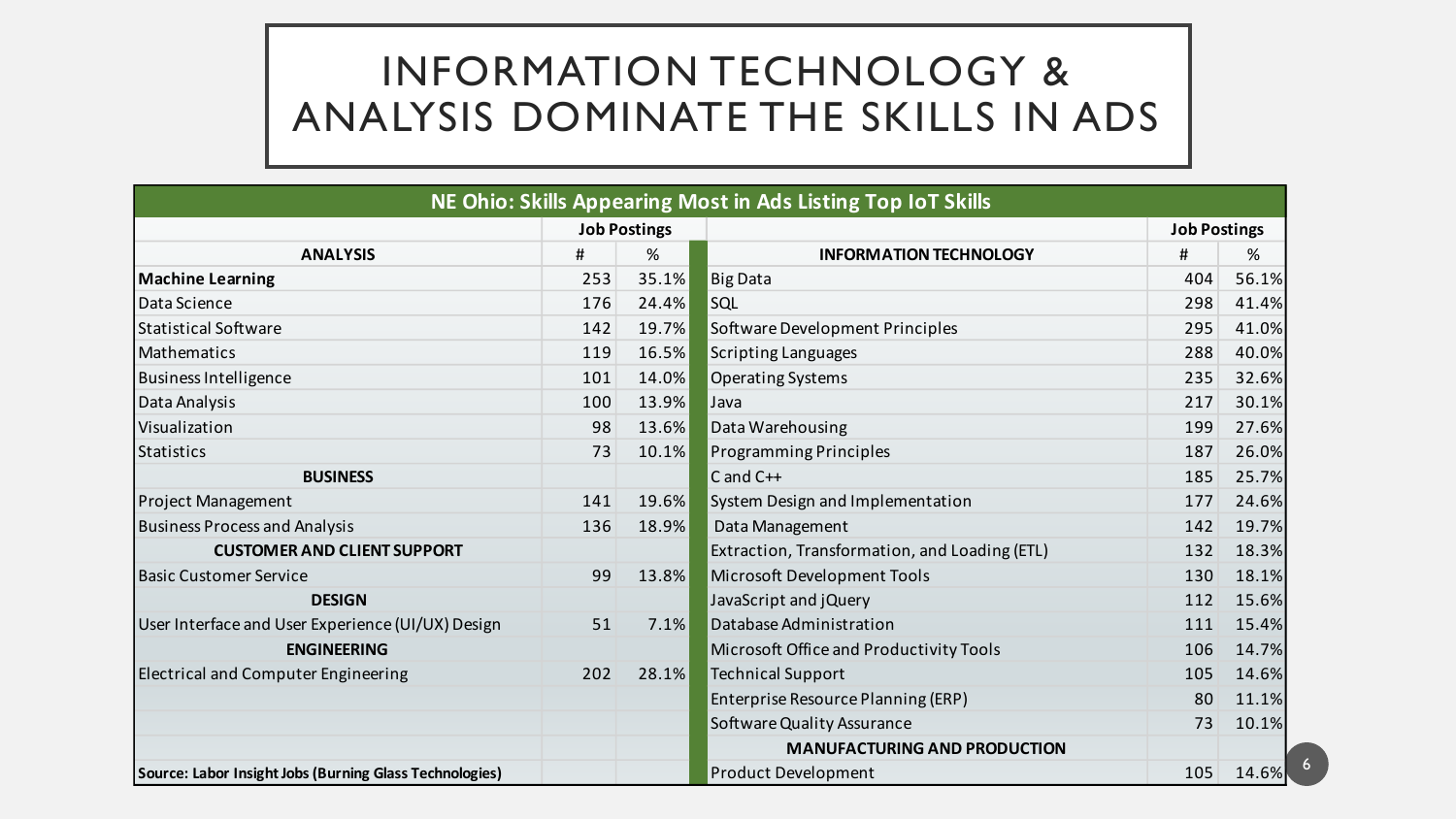# INFORMATION TECHNOLOGY & ANALYSIS DOMINATE THE SKILLS IN ADS

**NE Ohio: Skills Appearing Most in Ads Listing Top IoT Skills**

| | Job Postings | | | Job Postings | |
|---|---|---|---|---|---|
| **ANALYSIS** | # | % | **INFORMATION TECHNOLOGY** | # | % |
| **Machine Learning** | 253 | 35.1% | Big Data | 404 | 56.1% |
| Data Science | 176 | 24.4% | SQL | 298 | 41.4% |
| Statistical Software | 142 | 19.7% | Software Development Principles | 295 | 41.0% |
| Mathematics | 119 | 16.5% | Scripting Languages | 288 | 40.0% |
| Business Intelligence | 101 | 14.0% | Operating Systems | 235 | 32.6% |
| Data Analysis | 100 | 13.9% | Java | 217 | 30.1% |
| Visualization | 98 | 13.6% | Data Warehousing | 199 | 27.6% |
| Statistics | 73 | 10.1% | Programming Principles | 187 | 26.0% |
| **BUSINESS** | | | C and C++ | 185 | 25.7% |
| Project Management | 141 | 19.6% | System Design and Implementation | 177 | 24.6% |
| Business Process and Analysis | 136 | 18.9% | Data Management | 142 | 19.7% |
| **CUSTOMER AND CLIENT SUPPORT** | | | Extraction, Transformation, and Loading (ETL) | 132 | 18.3% |
| Basic Customer Service | 99 | 13.8% | Microsoft Development Tools | 130 | 18.1% |
| **DESIGN** | | | JavaScript and jQuery | 112 | 15.6% |
| User Interface and User Experience (UI/UX) Design | 51 | 7.1% | Database Administration | 111 | 15.4% |
| **ENGINEERING** | | | Microsoft Office and Productivity Tools | 106 | 14.7% |
| Electrical and Computer Engineering | 202 | 28.1% | Technical Support | 105 | 14.6% |
| | | | Enterprise Resource Planning (ERP) | 80 | 11.1% |
| | | | Software Quality Assurance | 73 | 10.1% |
| | | | **MANUFACTURING AND PRODUCTION** | | |
| **Source: Labor Insight Jobs (Burning Glass Technologies)** | | | Product Development | 105 | 14.6% |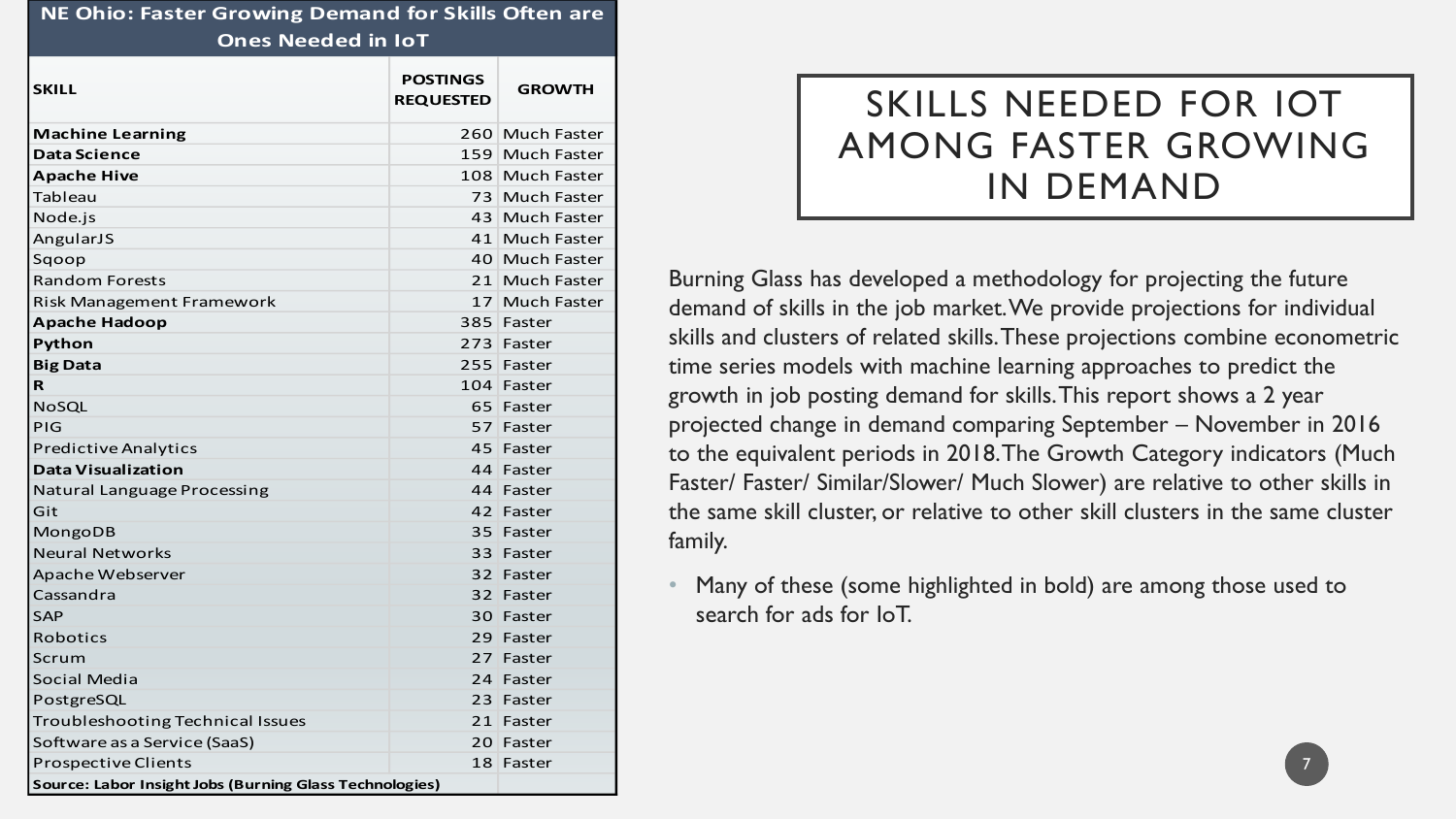# SKILLS NEEDED FOR IOT AMONG FASTER GROWING IN DEMAND

| NE Ohio: Faster Growing Demand for Skills Often are Ones Needed in IoT | | |
|---|---|---|
| **SKILL** | **POSTINGS REQUESTED** | **GROWTH** |
| **Machine Learning** | 260 | Much Faster |
| **Data Science** | 159 | Much Faster |
| **Apache Hive** | 108 | Much Faster |
| Tableau | 73 | Much Faster |
| Node.js | 43 | Much Faster |
| AngularJS | 41 | Much Faster |
| Sqoop | 40 | Much Faster |
| Random Forests | 21 | Much Faster |
| Risk Management Framework | 17 | Much Faster |
| **Apache Hadoop** | 385 | Faster |
| **Python** | 273 | Faster |
| **Big Data** | 255 | Faster |
| **R** | 104 | Faster |
| NoSQL | 65 | Faster |
| PIG | 57 | Faster |
| Predictive Analytics | 45 | Faster |
| **Data Visualization** | 44 | Faster |
| Natural Language Processing | 44 | Faster |
| Git | 42 | Faster |
| MongoDB | 35 | Faster |
| Neural Networks | 33 | Faster |
| Apache Webserver | 32 | Faster |
| Cassandra | 32 | Faster |
| SAP | 30 | Faster |
| Robotics | 29 | Faster |
| Scrum | 27 | Faster |
| Social Media | 24 | Faster |
| PostgreSQL | 23 | Faster |
| Troubleshooting Technical Issues | 21 | Faster |
| Software as a Service (SaaS) | 20 | Faster |
| Prospective Clients | 18 | Faster |

**Source: Labor Insight Jobs (Burning Glass Technologies)**

Burning Glass has developed a methodology for projecting the future demand of skills in the job market. We provide projections for individual skills and clusters of related skills. These projections combine econometric time series models with machine learning approaches to predict the growth in job posting demand for skills. This report shows a 2 year projected change in demand comparing September – November in 2016 to the equivalent periods in 2018. The Growth Category indicators (Much Faster/ Faster/ Similar/Slower/ Much Slower) are relative to other skills in the same skill cluster, or relative to other skill clusters in the same cluster family.

- Many of these (some highlighted in bold) are among those used to search for ads for IoT.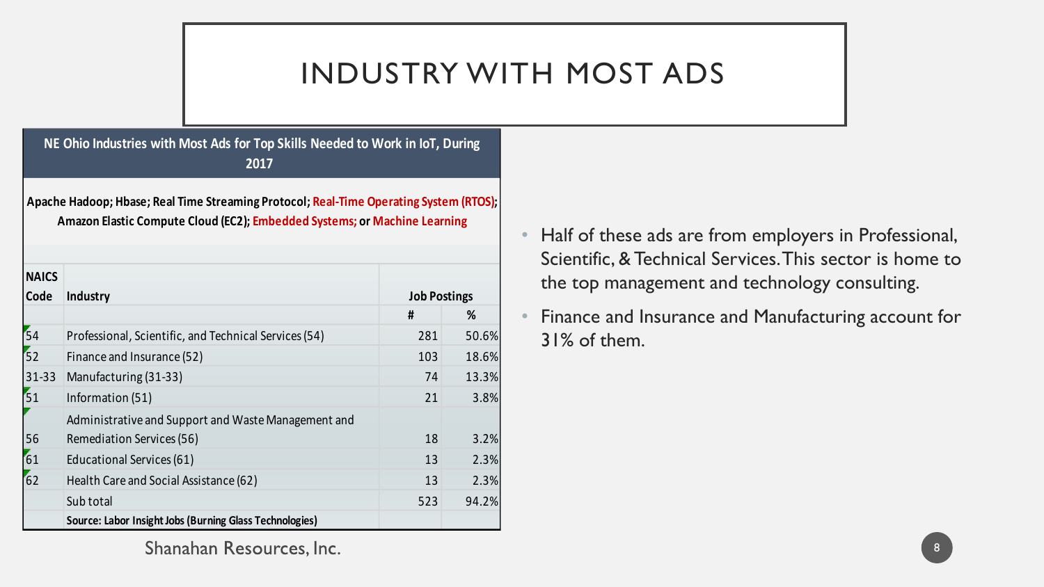# INDUSTRY WITH MOST ADS

**NE Ohio Industries with Most Ads for Top Skills Needed to Work in IoT, During 2017**

**Apache Hadoop; Hbase; Real Time Streaming Protocol; Real-Time Operating System (RTOS); Amazon Elastic Compute Cloud (EC2); Embedded Systems; or Machine Learning**

| NAICS Code | Industry | Job Postings | |
|---|---|---|---|
| | | # | % |
| 54 | Professional, Scientific, and Technical Services (54) | 281 | 50.6% |
| 52 | Finance and Insurance (52) | 103 | 18.6% |
| 31-33 | Manufacturing (31-33) | 74 | 13.3% |
| 51 | Information (51) | 21 | 3.8% |
| 56 | Administrative and Support and Waste Management and Remediation Services (56) | 18 | 3.2% |
| 61 | Educational Services (61) | 13 | 2.3% |
| 62 | Health Care and Social Assistance (62) | 13 | 2.3% |
| | Sub total | 523 | 94.2% |
| | **Source: Labor Insight Jobs (Burning Glass Technologies)** | | |

- Half of these ads are from employers in Professional, Scientific, & Technical Services. This sector is home to the top management and technology consulting.
- Finance and Insurance and Manufacturing account for 31% of them.

Shanahan Resources, Inc.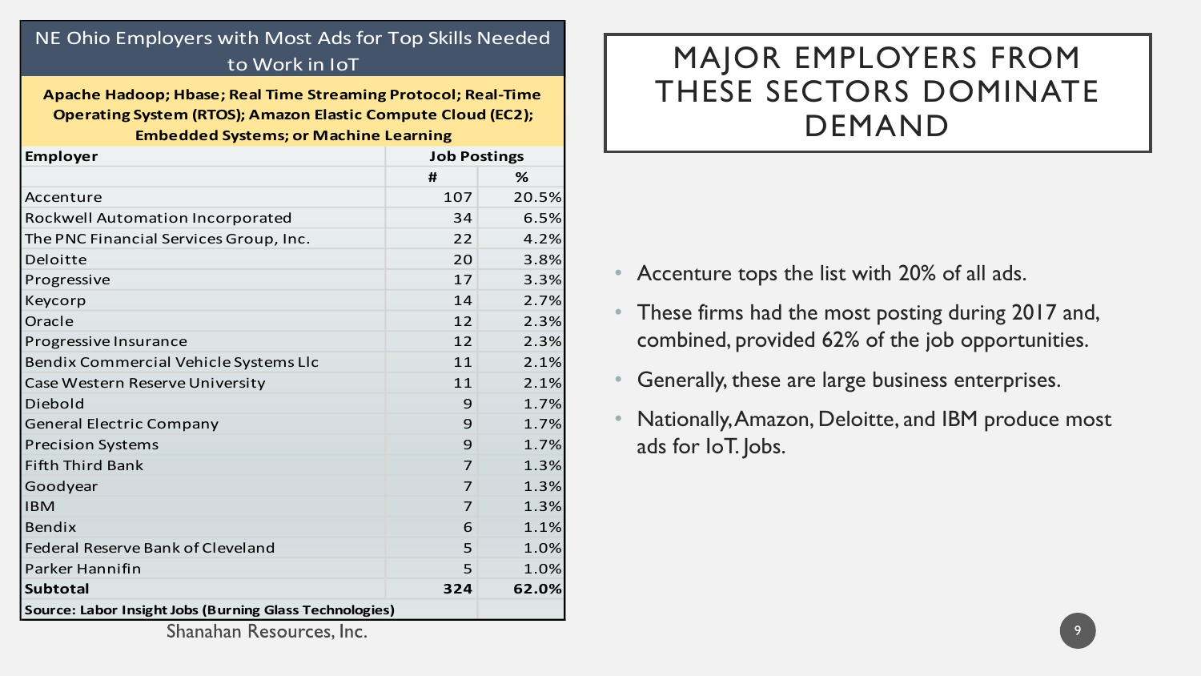# MAJOR EMPLOYERS FROM THESE SECTORS DOMINATE DEMAND

## NE Ohio Employers with Most Ads for Top Skills Needed to Work in IoT

**Apache Hadoop; Hbase; Real Time Streaming Protocol; Real-Time Operating System (RTOS); Amazon Elastic Compute Cloud (EC2); Embedded Systems; or Machine Learning**

| Employer | Job Postings | |
|---|---|---|
| | # | % |
| Accenture | 107 | 20.5% |
| Rockwell Automation Incorporated | 34 | 6.5% |
| The PNC Financial Services Group, Inc. | 22 | 4.2% |
| Deloitte | 20 | 3.8% |
| Progressive | 17 | 3.3% |
| Keycorp | 14 | 2.7% |
| Oracle | 12 | 2.3% |
| Progressive Insurance | 12 | 2.3% |
| Bendix Commercial Vehicle Systems Llc | 11 | 2.1% |
| Case Western Reserve University | 11 | 2.1% |
| Diebold | 9 | 1.7% |
| General Electric Company | 9 | 1.7% |
| Precision Systems | 9 | 1.7% |
| Fifth Third Bank | 7 | 1.3% |
| Goodyear | 7 | 1.3% |
| IBM | 7 | 1.3% |
| Bendix | 6 | 1.1% |
| Federal Reserve Bank of Cleveland | 5 | 1.0% |
| Parker Hannifin | 5 | 1.0% |
| **Subtotal** | **324** | **62.0%** |

**Source: Labor Insight Jobs (Burning Glass Technologies)**

Shanahan Resources, Inc.

- Accenture tops the list with 20% of all ads.
- These firms had the most posting during 2017 and, combined, provided 62% of the job opportunities.
- Generally, these are large business enterprises.
- Nationally, Amazon, Deloitte, and IBM produce most ads for IoT. Jobs.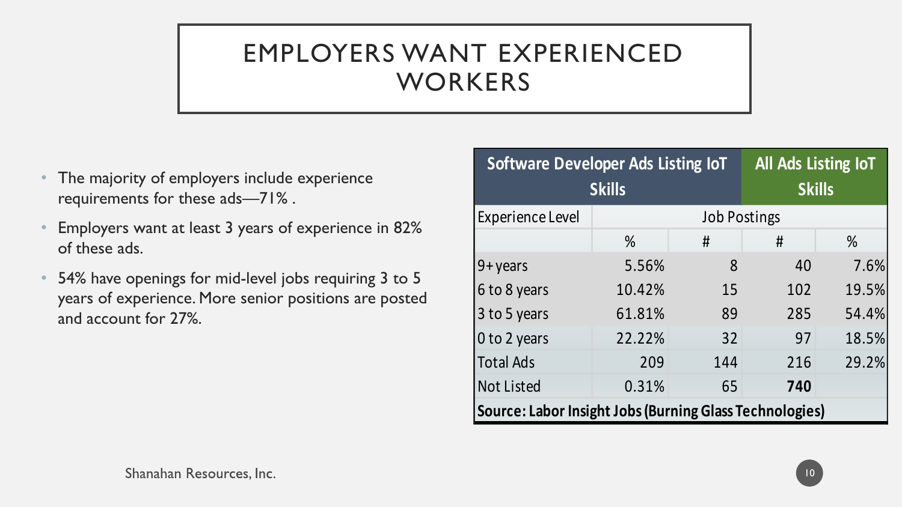# EMPLOYERS WANT EXPERIENCED WORKERS

- The majority of employers include experience requirements for these ads—71% .
- Employers want at least 3 years of experience in 82% of these ads.
- 54% have openings for mid-level jobs requiring 3 to 5 years of experience. More senior positions are posted and account for 27%.

| Software Developer Ads Listing IoT Skills | | | All Ads Listing IoT Skills | |
|---|---|---|---|---|
| Experience Level | Job Postings | | | |
| | % | # | # | % |
| 9+ years | 5.56% | 8 | 40 | 7.6% |
| 6 to 8 years | 10.42% | 15 | 102 | 19.5% |
| 3 to 5 years | 61.81% | 89 | 285 | 54.4% |
| 0 to 2 years | 22.22% | 32 | 97 | 18.5% |
| Total Ads | 209 | 144 | 216 | 29.2% |
| Not Listed | 0.31% | 65 | **740** | |
| **Source: Labor Insight Jobs (Burning Glass Technologies)** | | | | |

Shanahan Resources, Inc.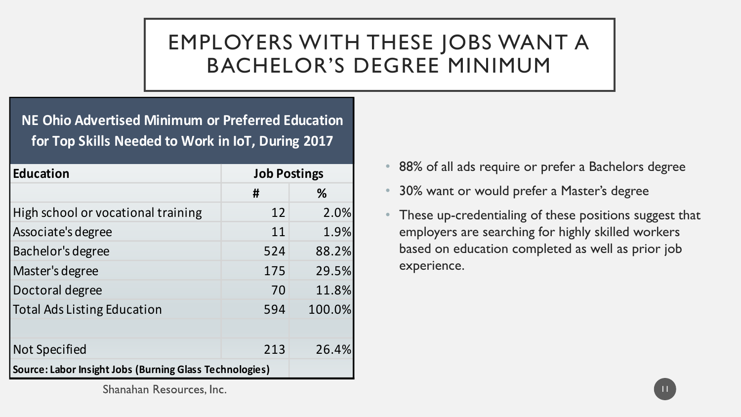# EMPLOYERS WITH THESE JOBS WANT A BACHELOR'S DEGREE MINIMUM

**NE Ohio Advertised Minimum or Preferred Education for Top Skills Needed to Work in IoT, During 2017**

| **Education** | **Job Postings** | |
|---|---|---|
| | **#** | **%** |
| High school or vocational training | 12 | 2.0% |
| Associate's degree | 11 | 1.9% |
| Bachelor's degree | 524 | 88.2% |
| Master's degree | 175 | 29.5% |
| Doctoral degree | 70 | 11.8% |
| Total Ads Listing Education | 594 | 100.0% |
| | | |
| Not Specified | 213 | 26.4% |

**Source: Labor Insight Jobs (Burning Glass Technologies)**

Shanahan Resources, Inc.

- 88% of all ads require or prefer a Bachelors degree
- 30% want or would prefer a Master's degree
- These up-credentialing of these positions suggest that employers are searching for highly skilled workers based on education completed as well as prior job experience.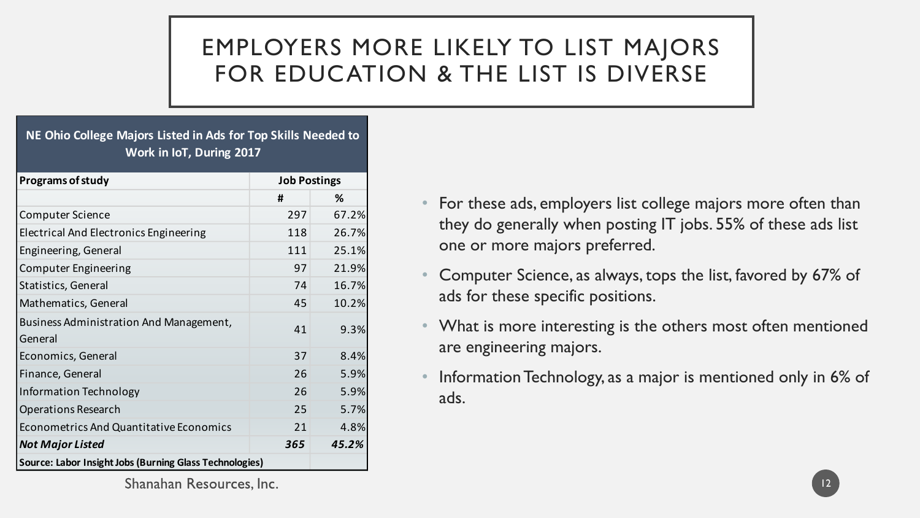# EMPLOYERS MORE LIKELY TO LIST MAJORS FOR EDUCATION & THE LIST IS DIVERSE

| NE Ohio College Majors Listed in Ads for Top Skills Needed to Work in IoT, During 2017 | | |
|---|---|---|
| **Programs of study** | **Job Postings** | |
| | **#** | **%** |
| Computer Science | 297 | 67.2% |
| Electrical And Electronics Engineering | 118 | 26.7% |
| Engineering, General | 111 | 25.1% |
| Computer Engineering | 97 | 21.9% |
| Statistics, General | 74 | 16.7% |
| Mathematics, General | 45 | 10.2% |
| Business Administration And Management, General | 41 | 9.3% |
| Economics, General | 37 | 8.4% |
| Finance, General | 26 | 5.9% |
| Information Technology | 26 | 5.9% |
| Operations Research | 25 | 5.7% |
| Econometrics And Quantitative Economics | 21 | 4.8% |
| ***Not Major Listed*** | ***365*** | ***45.2%*** |
| **Source: Labor Insight Jobs (Burning Glass Technologies)** | | |

Shanahan Resources, Inc.

- For these ads, employers list college majors more often than they do generally when posting IT jobs. 55% of these ads list one or more majors preferred.
- Computer Science, as always, tops the list, favored by 67% of ads for these specific positions.
- What is more interesting is the others most often mentioned are engineering majors.
- Information Technology, as a major is mentioned only in 6% of ads.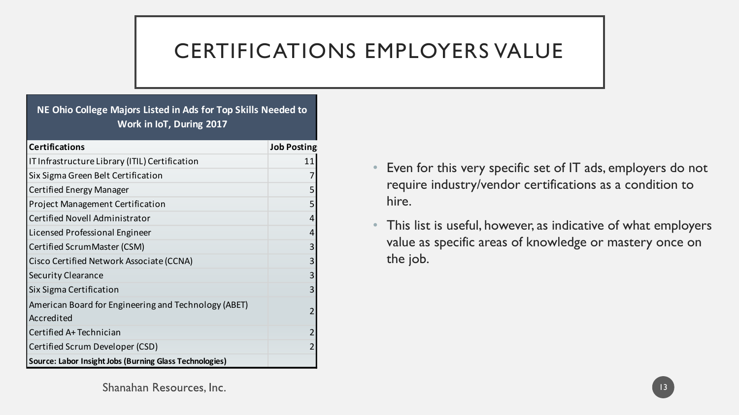# CERTIFICATIONS EMPLOYERS VALUE

**NE Ohio College Majors Listed in Ads for Top Skills Needed to Work in IoT, During 2017**

| Certifications | Job Posting |
|---|---|
| IT Infrastructure Library (ITIL) Certification | 11 |
| Six Sigma Green Belt Certification | 7 |
| Certified Energy Manager | 5 |
| Project Management Certification | 5 |
| Certified Novell Administrator | 4 |
| Licensed Professional Engineer | 4 |
| Certified ScrumMaster (CSM) | 3 |
| Cisco Certified Network Associate (CCNA) | 3 |
| Security Clearance | 3 |
| Six Sigma Certification | 3 |
| American Board for Engineering and Technology (ABET) Accredited | 2 |
| Certified A+ Technician | 2 |
| Certified Scrum Developer (CSD) | 2 |
| **Source: Labor Insight Jobs (Burning Glass Technologies)** | |

- Even for this very specific set of IT ads, employers do not require industry/vendor certifications as a condition to hire.
- This list is useful, however, as indicative of what employers value as specific areas of knowledge or mastery once on the job.

Shanahan Resources, Inc.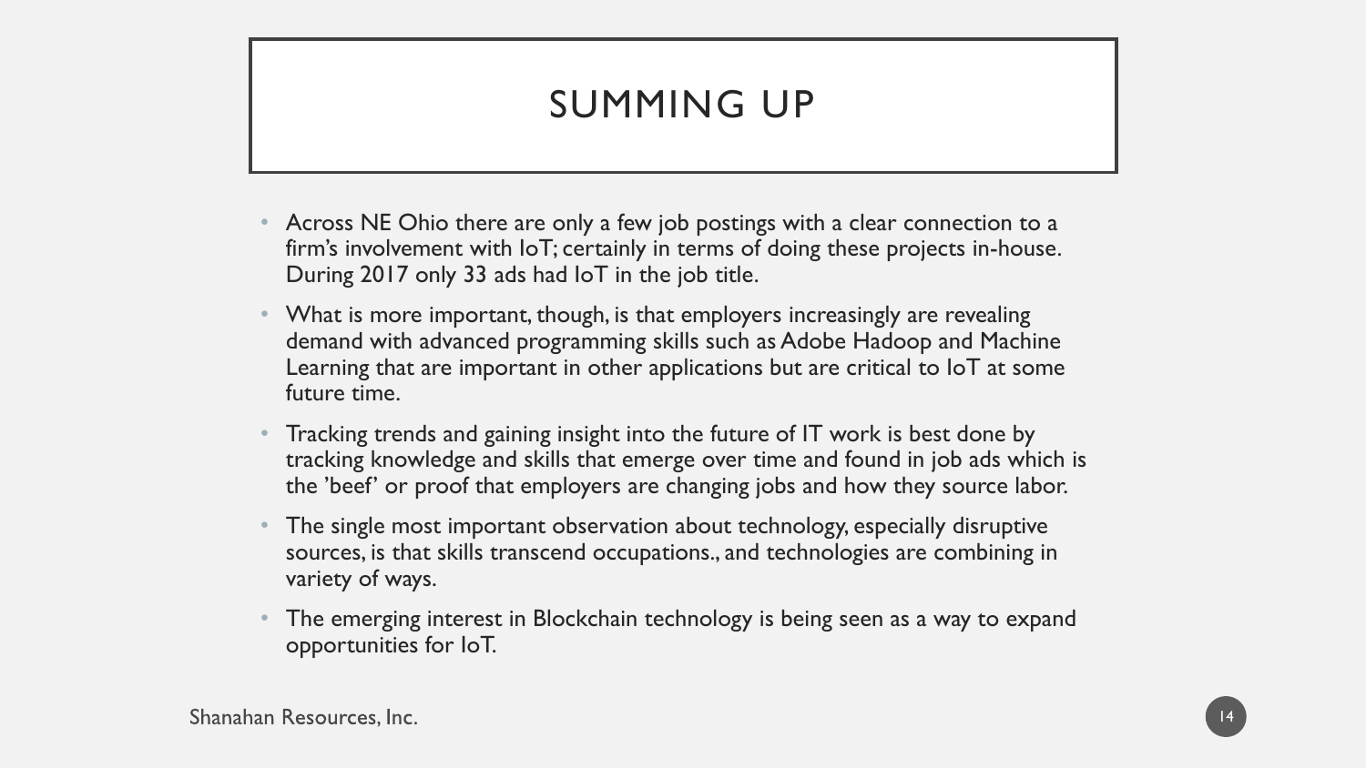# SUMMING UP

- Across NE Ohio there are only a few job postings with a clear connection to a firm's involvement with IoT; certainly in terms of doing these projects in-house. During 2017 only 33 ads had IoT in the job title.
- What is more important, though, is that employers increasingly are revealing demand with advanced programming skills such as Adobe Hadoop and Machine Learning that are important in other applications but are critical to IoT at some future time.
- Tracking trends and gaining insight into the future of IT work is best done by tracking knowledge and skills that emerge over time and found in job ads which is the 'beef' or proof that employers are changing jobs and how they source labor.
- The single most important observation about technology, especially disruptive sources, is that skills transcend occupations., and technologies are combining in variety of ways.
- The emerging interest in Blockchain technology is being seen as a way to expand opportunities for IoT.

Shanahan Resources, Inc.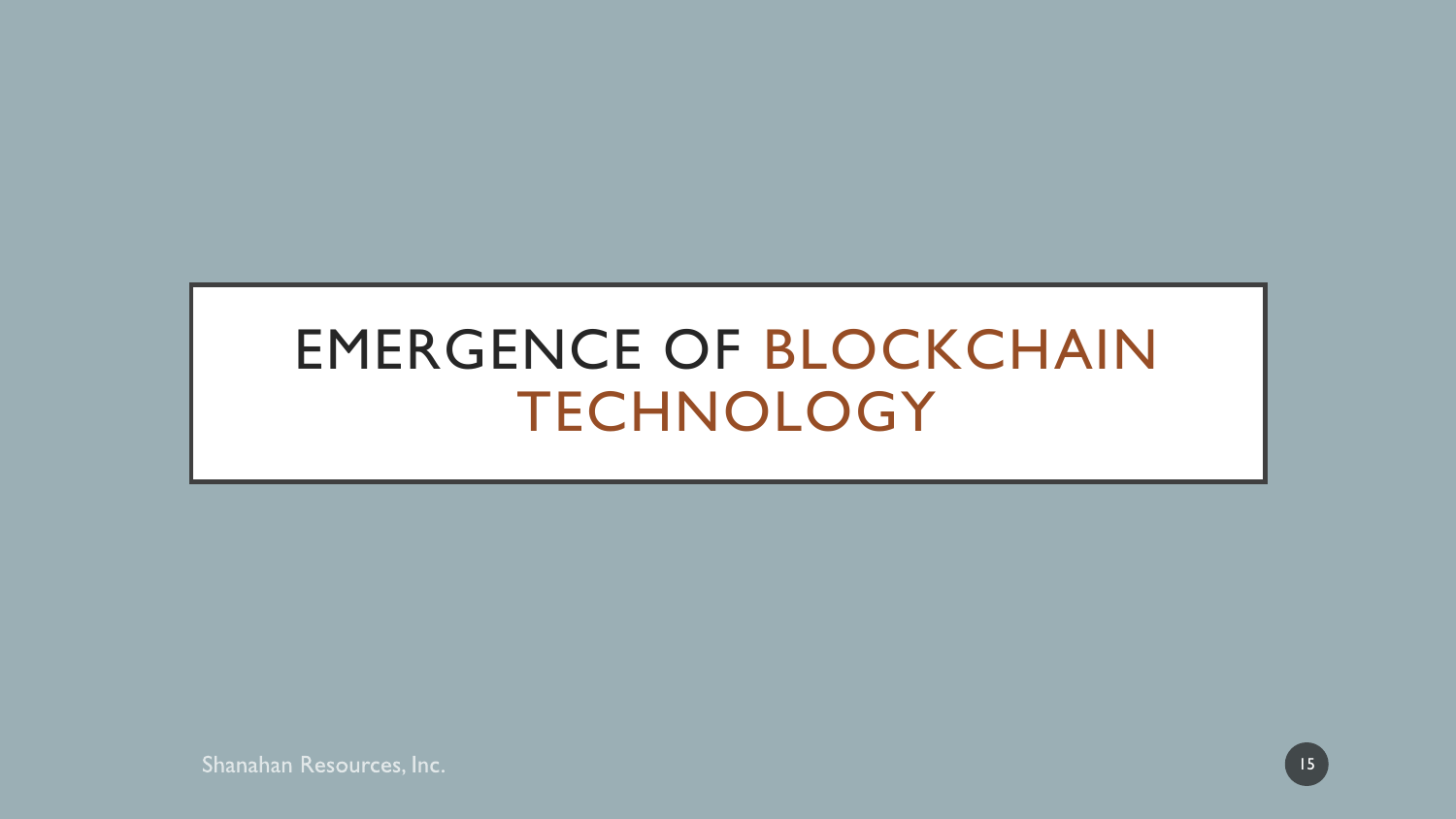# EMERGENCE OF BLOCKCHAIN TECHNOLOGY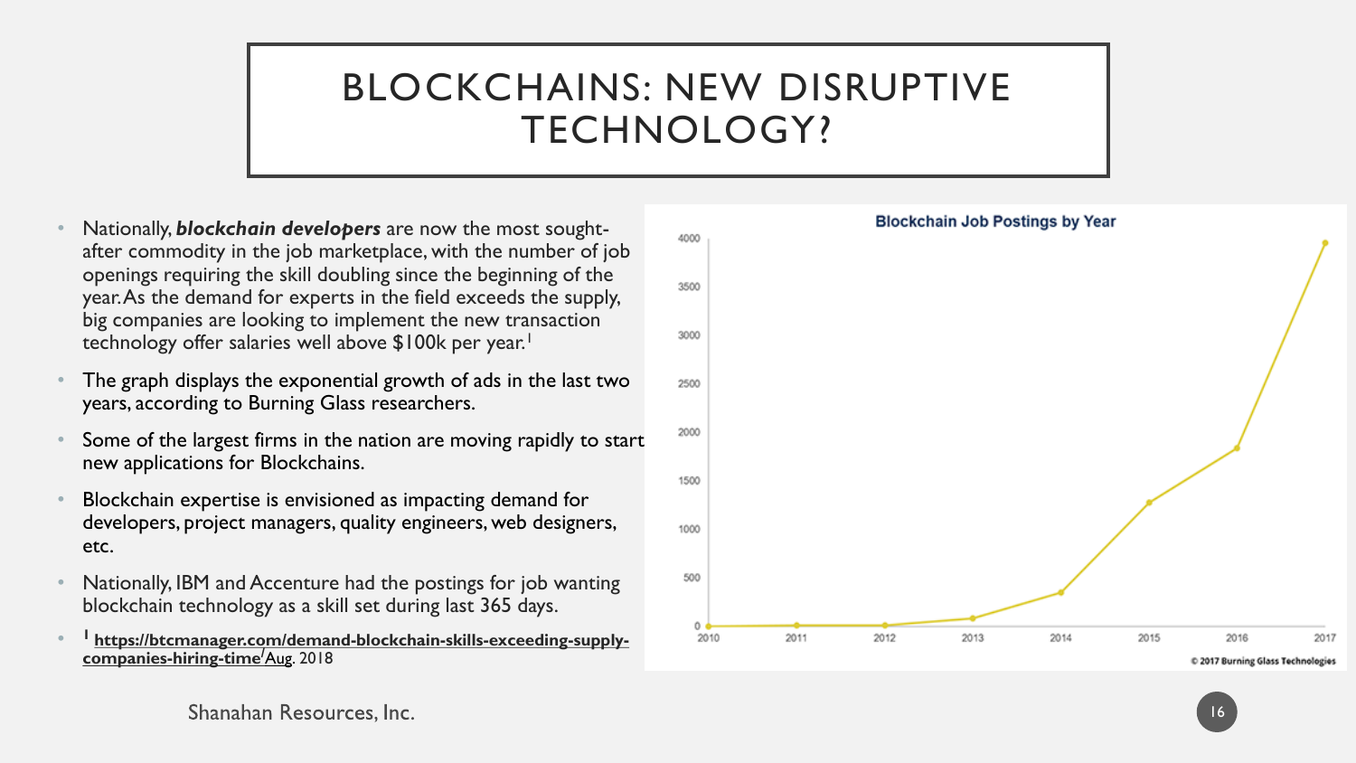# BLOCKCHAINS: NEW DISRUPTIVE TECHNOLOGY?

- Nationally, ***blockchain developers*** are now the most sought-after commodity in the job marketplace, with the number of job openings requiring the skill doubling since the beginning of the year. As the demand for experts in the field exceeds the supply, big companies are looking to implement the new transaction technology offer salaries well above $100k per year.[1]
- The graph displays the exponential growth of ads in the last two years, according to Burning Glass researchers.
- Some of the largest firms in the nation are moving rapidly to start new applications for Blockchains.
- Blockchain expertise is envisioned as impacting demand for developers, project managers, quality engineers, web designers, etc.
- Nationally, IBM and Accenture had the postings for job wanting blockchain technology as a skill set during last 365 days.
- [1] **https://btcmanager.com/demand-blockchain-skills-exceeding-supply-companies-hiring-time/** Aug. 2018

**Blockchain Job Postings by Year**

© 2017 Burning Glass Technologies

Shanahan Resources, Inc.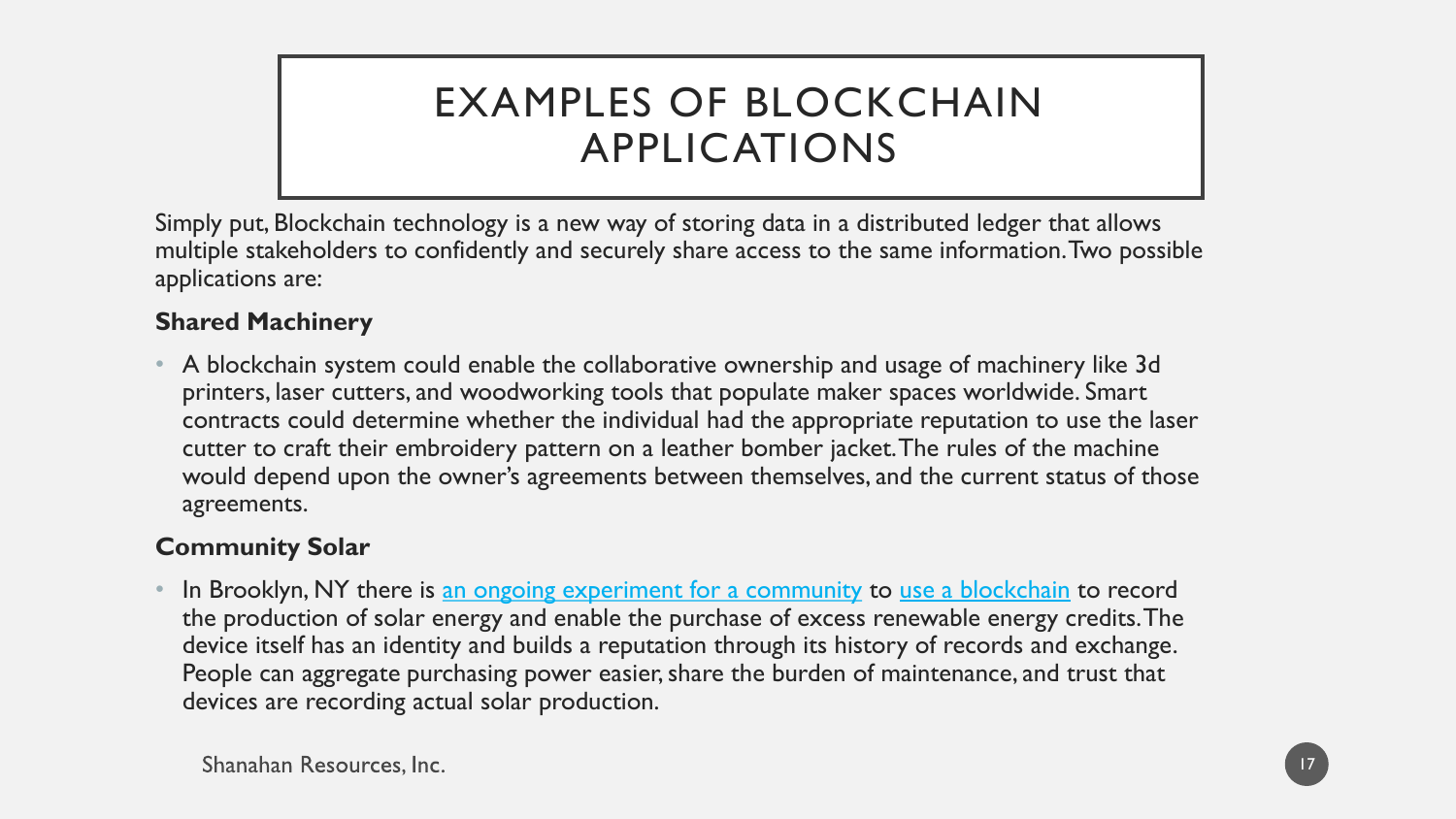# EXAMPLES OF BLOCKCHAIN APPLICATIONS

Simply put, Blockchain technology is a new way of storing data in a distributed ledger that allows multiple stakeholders to confidently and securely share access to the same information. Two possible applications are:

**Shared Machinery**

- A blockchain system could enable the collaborative ownership and usage of machinery like 3d printers, laser cutters, and woodworking tools that populate maker spaces worldwide. Smart contracts could determine whether the individual had the appropriate reputation to use the laser cutter to craft their embroidery pattern on a leather bomber jacket. The rules of the machine would depend upon the owner's agreements between themselves, and the current status of those agreements.

**Community Solar**

- In Brooklyn, NY there is an ongoing experiment for a community to use a blockchain to record the production of solar energy and enable the purchase of excess renewable energy credits. The device itself has an identity and builds a reputation through its history of records and exchange. People can aggregate purchasing power easier, share the burden of maintenance, and trust that devices are recording actual solar production.

Shanahan Resources, Inc.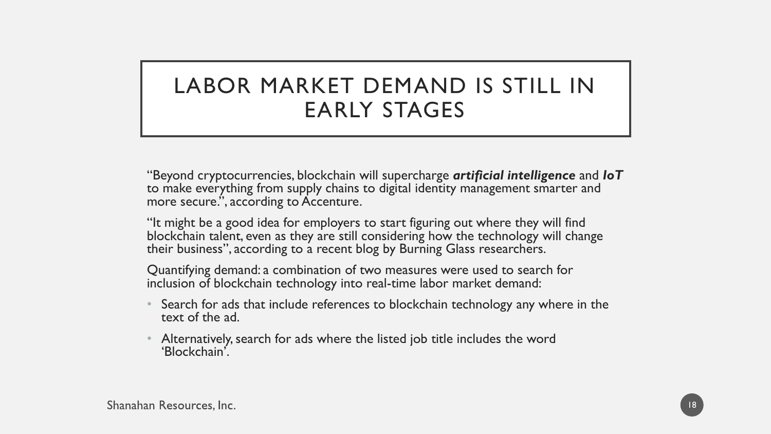# LABOR MARKET DEMAND IS STILL IN EARLY STAGES

"Beyond cryptocurrencies, blockchain will supercharge ***artificial intelligence*** and ***IoT*** to make everything from supply chains to digital identity management smarter and more secure.", according to Accenture.

"It might be a good idea for employers to start figuring out where they will find blockchain talent, even as they are still considering how the technology will change their business", according to a recent blog by Burning Glass researchers.

Quantifying demand: a combination of two measures were used to search for inclusion of blockchain technology into real-time labor market demand:

- Search for ads that include references to blockchain technology any where in the text of the ad.
- Alternatively, search for ads where the listed job title includes the word 'Blockchain'.

Shanahan Resources, Inc.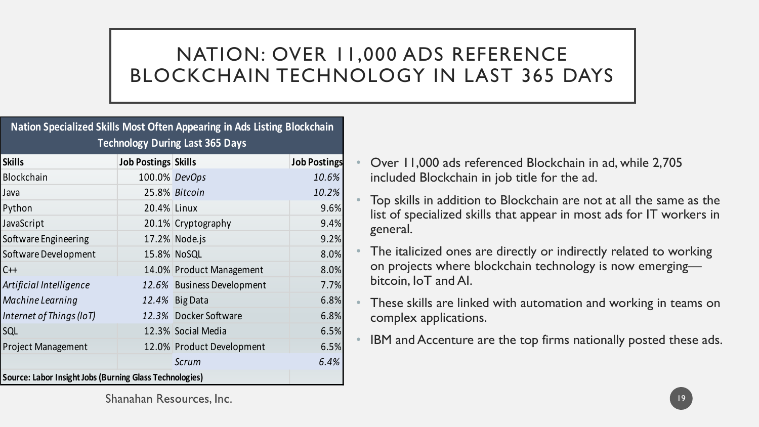# NATION: OVER 11,000 ADS REFERENCE BLOCKCHAIN TECHNOLOGY IN LAST 365 DAYS

| **Nation Specialized Skills Most Often Appearing in Ads Listing Blockchain Technology During Last 365 Days** | | | |
|---|---|---|---|
| **Skills** | **Job Postings** | **Skills** | **Job Postings** |
| Blockchain | 100.0% | *DevOps* | *10.6%* |
| Java | 25.8% | *Bitcoin* | *10.2%* |
| Python | 20.4% | Linux | 9.6% |
| JavaScript | 20.1% | Cryptography | 9.4% |
| Software Engineering | 17.2% | Node.js | 9.2% |
| Software Development | 15.8% | NoSQL | 8.0% |
| C++ | 14.0% | Product Management | 8.0% |
| *Artificial Intelligence* | *12.6%* | Business Development | 7.7% |
| *Machine Learning* | *12.4%* | Big Data | 6.8% |
| *Internet of Things (IoT)* | *12.3%* | Docker Software | 6.8% |
| SQL | 12.3% | Social Media | 6.5% |
| Project Management | 12.0% | Product Development | 6.5% |
| | | *Scrum* | *6.4%* |
| **Source: Labor Insight Jobs (Burning Glass Technologies)** | | | |

- Over 11,000 ads referenced Blockchain in ad, while 2,705 included Blockchain in job title for the ad.
- Top skills in addition to Blockchain are not at all the same as the list of specialized skills that appear in most ads for IT workers in general.
- The italicized ones are directly or indirectly related to working on projects where blockchain technology is now emerging—bitcoin, IoT and AI.
- These skills are linked with automation and working in teams on complex applications.
- IBM and Accenture are the top firms nationally posted these ads.

Shanahan Resources, Inc.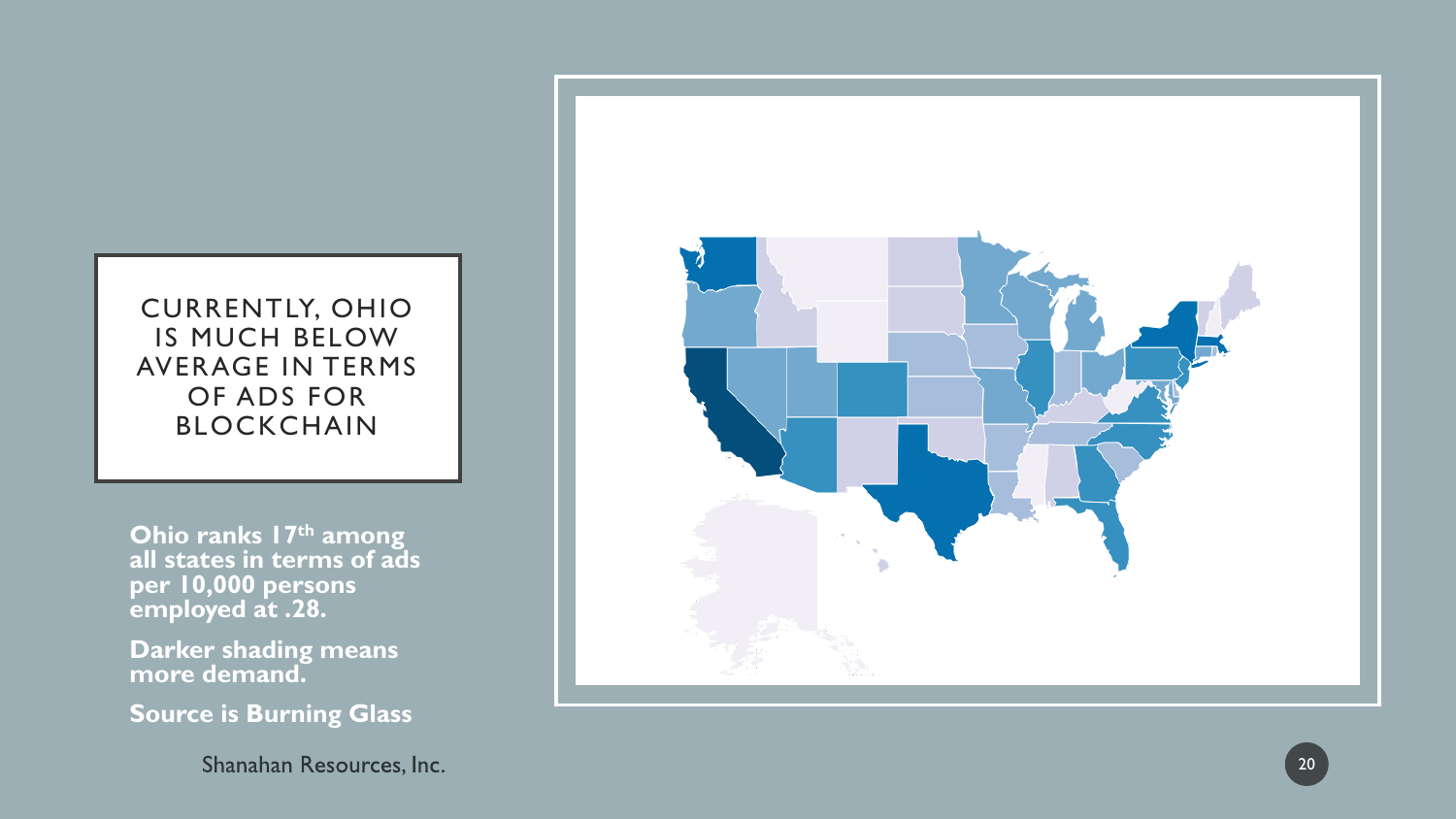# CURRENTLY, OHIO IS MUCH BELOW AVERAGE IN TERMS OF ADS FOR BLOCKCHAIN

**Ohio ranks 17th among all states in terms of ads per 10,000 persons employed at .28.**

**Darker shading means more demand.**

**Source is Burning Glass**

Shanahan Resources, Inc.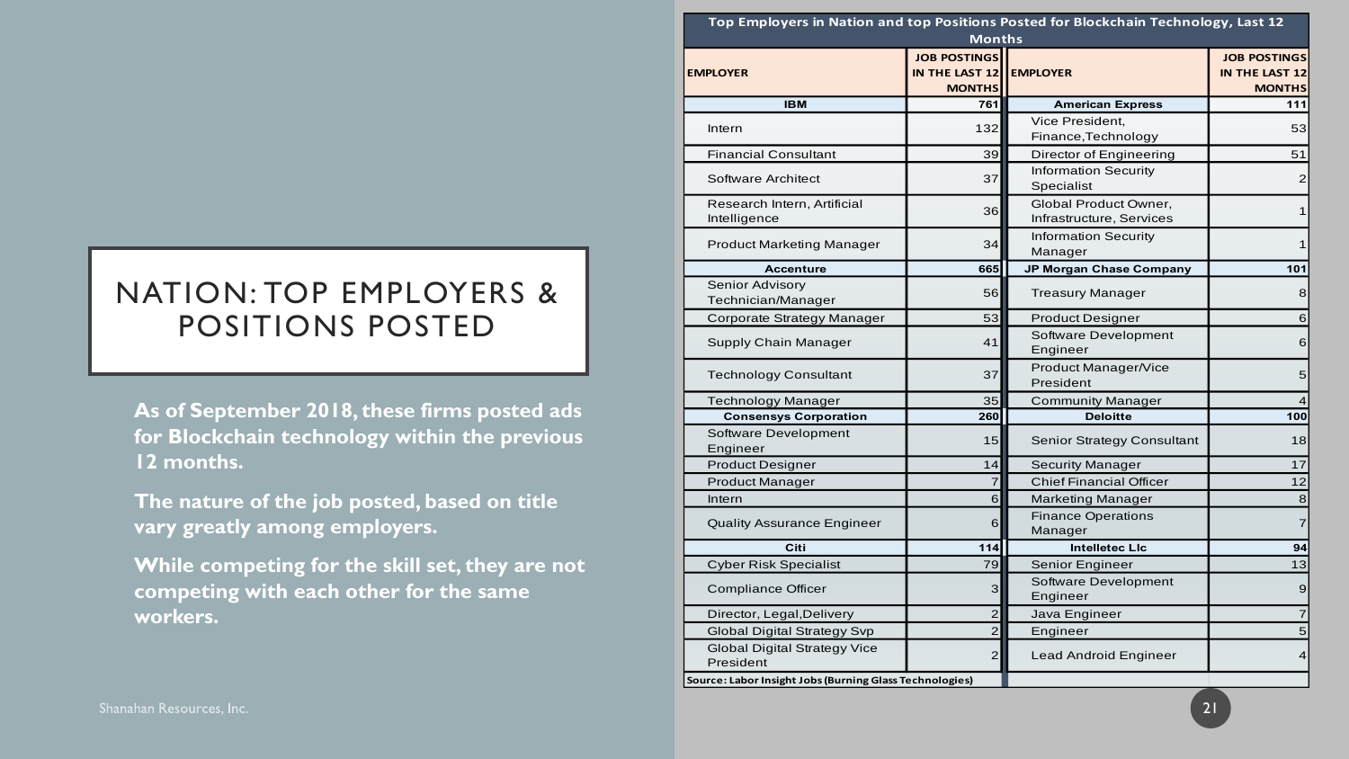# NATION: TOP EMPLOYERS & POSITIONS POSTED

**As of September 2018, these firms posted ads for Blockchain technology within the previous 12 months.**

**The nature of the job posted, based on title vary greatly among employers.**

**While competing for the skill set, they are not competing with each other for the same workers.**

**Top Employers in Nation and top Positions Posted for Blockchain Technology, Last 12 Months**

| EMPLOYER | JOB POSTINGS IN THE LAST 12 MONTHS | EMPLOYER | JOB POSTINGS IN THE LAST 12 MONTHS |
|---|---|---|---|
| **IBM** | **761** | **American Express** | **111** |
| Intern | 132 | Vice President, Finance,Technology | 53 |
| Financial Consultant | 39 | Director of Engineering | 51 |
| Software Architect | 37 | Information Security Specialist | 2 |
| Research Intern, Artificial Intelligence | 36 | Global Product Owner, Infrastructure, Services | 1 |
| Product Marketing Manager | 34 | Information Security Manager | 1 |
| **Accenture** | **665** | **JP Morgan Chase Company** | **101** |
| Senior Advisory Technician/Manager | 56 | Treasury Manager | 8 |
| Corporate Strategy Manager | 53 | Product Designer | 6 |
| Supply Chain Manager | 41 | Software Development Engineer | 6 |
| Technology Consultant | 37 | Product Manager/Vice President | 5 |
| Technology Manager | 35 | Community Manager | 4 |
| **Consensys Corporation** | **260** | **Deloitte** | **100** |
| Software Development Engineer | 15 | Senior Strategy Consultant | 18 |
| Product Designer | 14 | Security Manager | 17 |
| Product Manager | 7 | Chief Financial Officer | 12 |
| Intern | 6 | Marketing Manager | 8 |
| Quality Assurance Engineer | 6 | Finance Operations Manager | 7 |
| **Citi** | **114** | **Intelletec Llc** | **94** |
| Cyber Risk Specialist | 79 | Senior Engineer | 13 |
| Compliance Officer | 3 | Software Development Engineer | 9 |
| Director, Legal,Delivery | 2 | Java Engineer | 7 |
| Global Digital Strategy Svp | 2 | Engineer | 5 |
| Global Digital Strategy Vice President | 2 | Lead Android Engineer | 4 |

**Source: Labor Insight Jobs (Burning Glass Technologies)**

Shanahan Resources, Inc.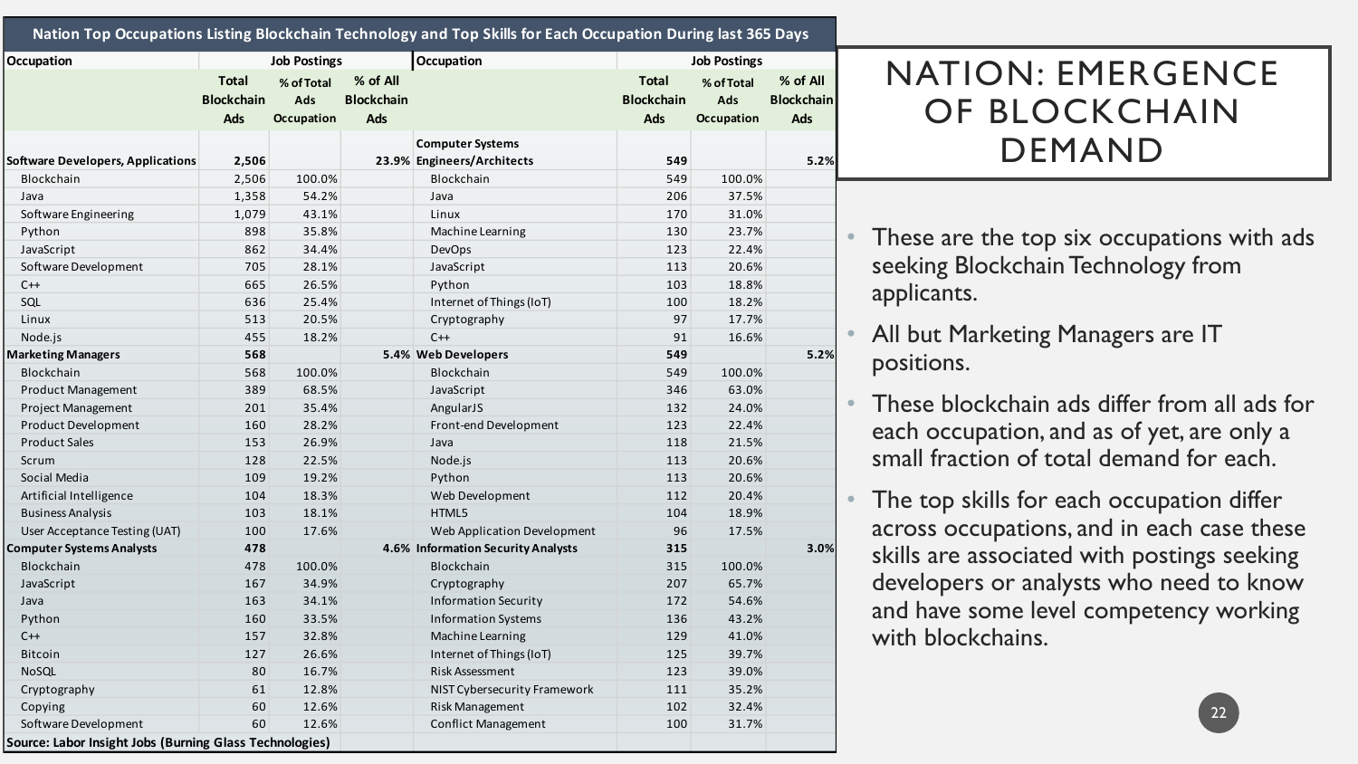# NATION: EMERGENCE OF BLOCKCHAIN DEMAND

**Nation Top Occupations Listing Blockchain Technology and Top Skills for Each Occupation During last 365 Days**

| Occupation | Job Postings | | | Occupation | Job Postings | | |
|---|---|---|---|---|---|---|---|
| | Total Blockchain Ads | % of Total Ads Occupation | % of All Blockchain Ads | | Total Blockchain Ads | % of Total Ads Occupation | % of All Blockchain Ads |
| **Software Developers, Applications** | **2,506** | | **23.9%** | **Computer Systems Engineers/Architects** | **549** | | **5.2%** |
| Blockchain | 2,506 | 100.0% | | Blockchain | 549 | 100.0% | |
| Java | 1,358 | 54.2% | | Java | 206 | 37.5% | |
| Software Engineering | 1,079 | 43.1% | | Linux | 170 | 31.0% | |
| Python | 898 | 35.8% | | Machine Learning | 130 | 23.7% | |
| JavaScript | 862 | 34.4% | | DevOps | 123 | 22.4% | |
| Software Development | 705 | 28.1% | | JavaScript | 113 | 20.6% | |
| C++ | 665 | 26.5% | | Python | 103 | 18.8% | |
| SQL | 636 | 25.4% | | Internet of Things (IoT) | 100 | 18.2% | |
| Linux | 513 | 20.5% | | Cryptography | 97 | 17.7% | |
| Node.js | 455 | 18.2% | | C++ | 91 | 16.6% | |
| **Marketing Managers** | **568** | | **5.4%** | **Web Developers** | **549** | | **5.2%** |
| Blockchain | 568 | 100.0% | | Blockchain | 549 | 100.0% | |
| Product Management | 389 | 68.5% | | JavaScript | 346 | 63.0% | |
| Project Management | 201 | 35.4% | | AngularJS | 132 | 24.0% | |
| Product Development | 160 | 28.2% | | Front-end Development | 123 | 22.4% | |
| Product Sales | 153 | 26.9% | | Java | 118 | 21.5% | |
| Scrum | 128 | 22.5% | | Node.js | 113 | 20.6% | |
| Social Media | 109 | 19.2% | | Python | 113 | 20.6% | |
| Artificial Intelligence | 104 | 18.3% | | Web Development | 112 | 20.4% | |
| Business Analysis | 103 | 18.1% | | HTML5 | 104 | 18.9% | |
| User Acceptance Testing (UAT) | 100 | 17.6% | | Web Application Development | 96 | 17.5% | |
| **Computer Systems Analysts** | **478** | | **4.6%** | **Information Security Analysts** | **315** | | **3.0%** |
| Blockchain | 478 | 100.0% | | Blockchain | 315 | 100.0% | |
| JavaScript | 167 | 34.9% | | Cryptography | 207 | 65.7% | |
| Java | 163 | 34.1% | | Information Security | 172 | 54.6% | |
| Python | 160 | 33.5% | | Information Systems | 136 | 43.2% | |
| C++ | 157 | 32.8% | | Machine Learning | 129 | 41.0% | |
| Bitcoin | 127 | 26.6% | | Internet of Things (IoT) | 125 | 39.7% | |
| NoSQL | 80 | 16.7% | | Risk Assessment | 123 | 39.0% | |
| Cryptography | 61 | 12.8% | | NIST Cybersecurity Framework | 111 | 35.2% | |
| Copying | 60 | 12.6% | | Risk Management | 102 | 32.4% | |
| Software Development | 60 | 12.6% | | Conflict Management | 100 | 31.7% | |

**Source: Labor Insight Jobs (Burning Glass Technologies)**

- These are the top six occupations with ads seeking Blockchain Technology from applicants.
- All but Marketing Managers are IT positions.
- These blockchain ads differ from all ads for each occupation, and as of yet, are only a small fraction of total demand for each.
- The top skills for each occupation differ across occupations, and in each case these skills are associated with postings seeking developers or analysts who need to know and have some level competency working with blockchains.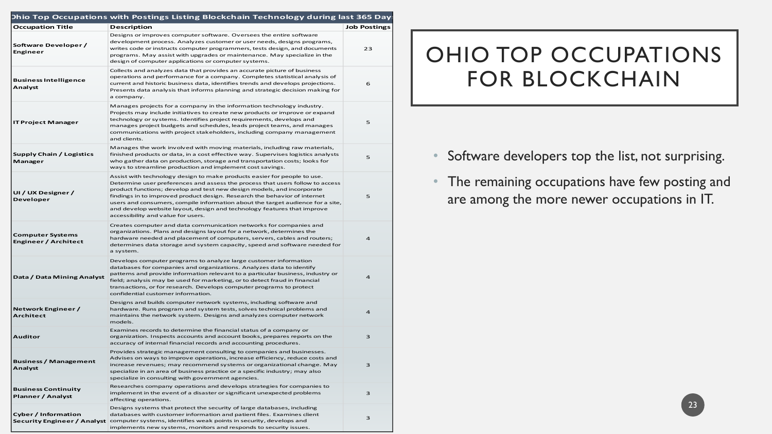# OHIO TOP OCCUPATIONS FOR BLOCKCHAIN

**Ohio Top Occupations with Postings Listing Blockchain Technology during last 365 Days**

| Occupation Title | Description | Job Postings |
|---|---|---|
| Software Developer / Engineer | Designs or improves computer software. Oversees the entire software development process. Analyzes customer or user needs, designs programs, writes code or instructs computer programmers, tests design, and documents programs. May assist with upgrades or maintenance. May specialize in the design of computer applications or computer systems. | 23 |
| Business Intelligence Analyst | Collects and analyzes data that provides an accurate picture of business operations and performance for a company. Completes statistical analysis of current and historic business data, identifies trends and develops projections. Presents data analysis that informs planning and strategic decision making for a company. | 6 |
| IT Project Manager | Manages projects for a company in the information technology industry. Projects may include initiatives to create new products or improve or expand technology or systems. Identifies project requirements, develops and manages project budgets and schedules, leads project teams, and manages communications with project stakeholders, including company management and clients. | 5 |
| Supply Chain / Logistics Manager | Manages the work involved with moving materials, including raw materials, finished products or data, in a cost effective way. Supervises logistics analysts who gather data on production, storage and transportation costs; looks for ways to streamline production and implement cost savings. | 5 |
| UI / UX Designer / Developer | Assist with technology design to make products easier for people to use. Determine user preferences and assess the process that users follow to access product functions; develop and test new design models, and incorporate findings in to improved product design. Research the behavior of internet users and consumers, compile information about the target audience for a site, and develop website layout, design and technology features that improve accessibility and value for users. | 5 |
| Computer Systems Engineer / Architect | Creates computer and data communication networks for companies and organizations. Plans and designs layout for a network, determines the hardware needed and placement of computers, servers, cables and routers; determines data storage and system capacity, speed and software needed for a system. | 4 |
| Data / Data Mining Analyst | Develops computer programs to analyze large customer information databases for companies and organizations. Analyzes data to identify patterns and provide information relevant to a particular business, industry or field; analysis may be used for marketing, or to detect fraud in financial transactions, or for research. Develops computer programs to protect confidential customer information. | 4 |
| Network Engineer / Architect | Designs and builds computer network systems, including software and hardware. Runs program and system tests, solves technical problems and maintains the network system. Designs and analyzes computer network models. | 4 |
| Auditor | Examines records to determine the financial status of a company or organization. Inspects accounts and account books, prepares reports on the accuracy of internal financial records and accounting procedures. | 3 |
| Business / Management Analyst | Provides strategic management consulting to companies and businesses. Advises on ways to improve operations, increase efficiency, reduce costs and increase revenues; may recommend systems or organizational change. May specialize in an area of business practice or a specific industry; may also specialize in consulting with government agencies. | 3 |
| Business Continuity Planner / Analyst | Researches company operations and develops strategies for companies to implement in the event of a disaster or significant unexpected problems affecting operations. | 3 |
| Cyber / Information Security Engineer / Analyst | Designs systems that protect the security of large databases, including databases with customer information and patient files. Examines client computer systems, identifies weak points in security, develops and implements new systems, monitors and responds to security issues. | 3 |

- Software developers top the list, not surprising.
- The remaining occupations have few posting and are among the more newer occupations in IT.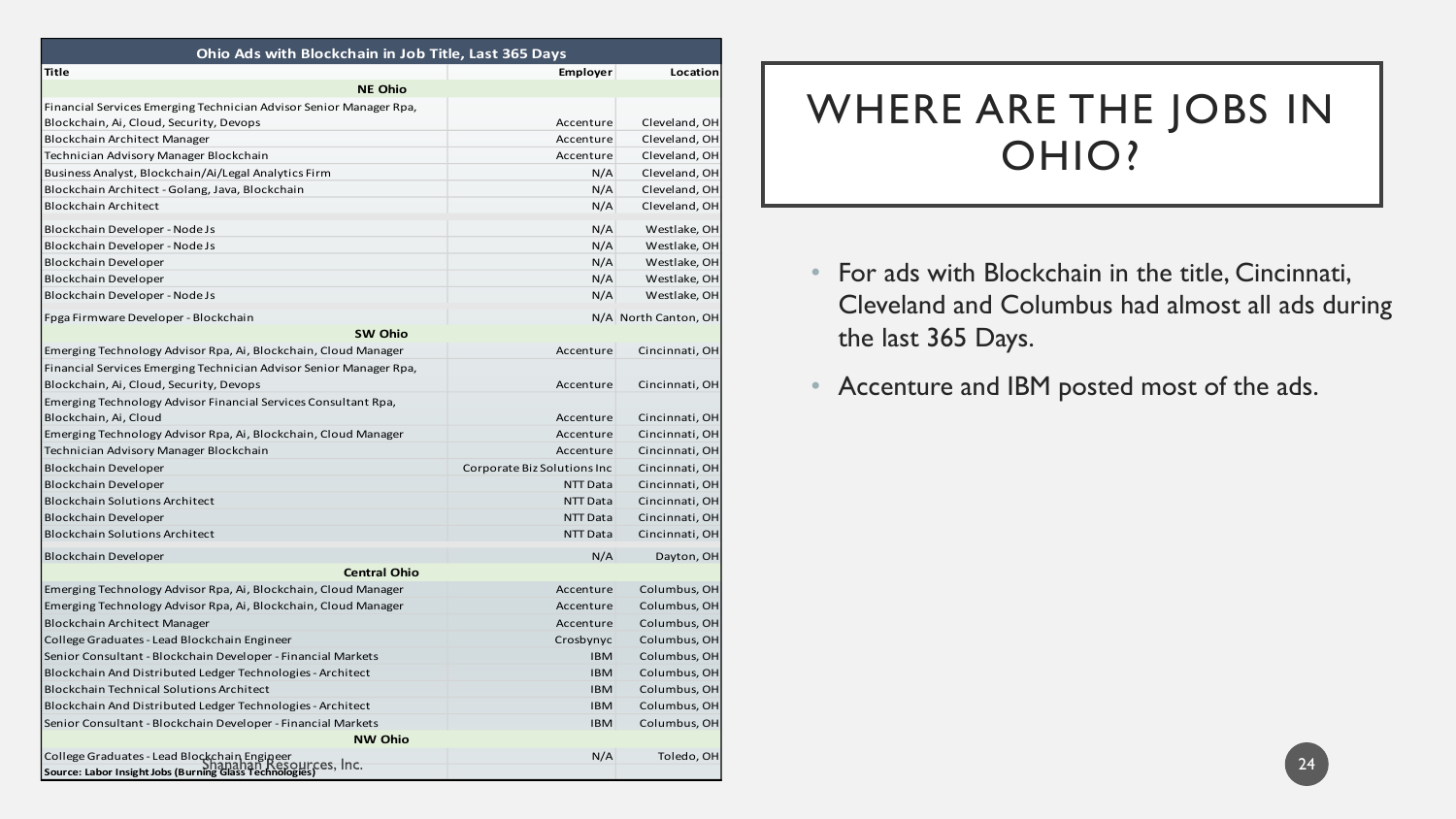# WHERE ARE THE JOBS IN OHIO?

| Ohio Ads with Blockchain in Job Title, Last 365 Days | | |
|---|---|---|
| **Title** | **Employer** | **Location** |
| **NE Ohio** | | |
| Financial Services Emerging Technician Advisor Senior Manager Rpa, Blockchain, Ai, Cloud, Security, Devops | Accenture | Cleveland, OH |
| Blockchain Architect Manager | Accenture | Cleveland, OH |
| Technician Advisory Manager Blockchain | Accenture | Cleveland, OH |
| Business Analyst, Blockchain/Ai/Legal Analytics Firm | N/A | Cleveland, OH |
| Blockchain Architect - Golang, Java, Blockchain | N/A | Cleveland, OH |
| Blockchain Architect | N/A | Cleveland, OH |
| Blockchain Developer - Node Js | N/A | Westlake, OH |
| Blockchain Developer - Node Js | N/A | Westlake, OH |
| Blockchain Developer | N/A | Westlake, OH |
| Blockchain Developer | N/A | Westlake, OH |
| Blockchain Developer - Node Js | N/A | Westlake, OH |
| Fpga Firmware Developer - Blockchain | N/A | North Canton, OH |
| **SW Ohio** | | |
| Emerging Technology Advisor Rpa, Ai, Blockchain, Cloud Manager | Accenture | Cincinnati, OH |
| Financial Services Emerging Technician Advisor Senior Manager Rpa, Blockchain, Ai, Cloud, Security, Devops | Accenture | Cincinnati, OH |
| Emerging Technology Advisor Financial Services Consultant Rpa, Blockchain, Ai, Cloud | Accenture | Cincinnati, OH |
| Emerging Technology Advisor Rpa, Ai, Blockchain, Cloud Manager | Accenture | Cincinnati, OH |
| Technician Advisory Manager Blockchain | Accenture | Cincinnati, OH |
| Blockchain Developer | Corporate Biz Solutions Inc | Cincinnati, OH |
| Blockchain Developer | NTT Data | Cincinnati, OH |
| Blockchain Solutions Architect | NTT Data | Cincinnati, OH |
| Blockchain Developer | NTT Data | Cincinnati, OH |
| Blockchain Solutions Architect | NTT Data | Cincinnati, OH |
| Blockchain Developer | N/A | Dayton, OH |
| **Central Ohio** | | |
| Emerging Technology Advisor Rpa, Ai, Blockchain, Cloud Manager | Accenture | Columbus, OH |
| Emerging Technology Advisor Rpa, Ai, Blockchain, Cloud Manager | Accenture | Columbus, OH |
| Blockchain Architect Manager | Accenture | Columbus, OH |
| College Graduates - Lead Blockchain Engineer | Crosbynyc | Columbus, OH |
| Senior Consultant - Blockchain Developer - Financial Markets | IBM | Columbus, OH |
| Blockchain And Distributed Ledger Technologies - Architect | IBM | Columbus, OH |
| Blockchain Technical Solutions Architect | IBM | Columbus, OH |
| Blockchain And Distributed Ledger Technologies - Architect | IBM | Columbus, OH |
| Senior Consultant - Blockchain Developer - Financial Markets | IBM | Columbus, OH |
| **NW Ohio** | | |
| College Graduates - Lead Blockchain Engineer | N/A | Toledo, OH |

**Source: Labor Insight Jobs (Burning Glass Technologies)**

Shanahan Resources, Inc.

- For ads with Blockchain in the title, Cincinnati, Cleveland and Columbus had almost all ads during the last 365 Days.
- Accenture and IBM posted most of the ads.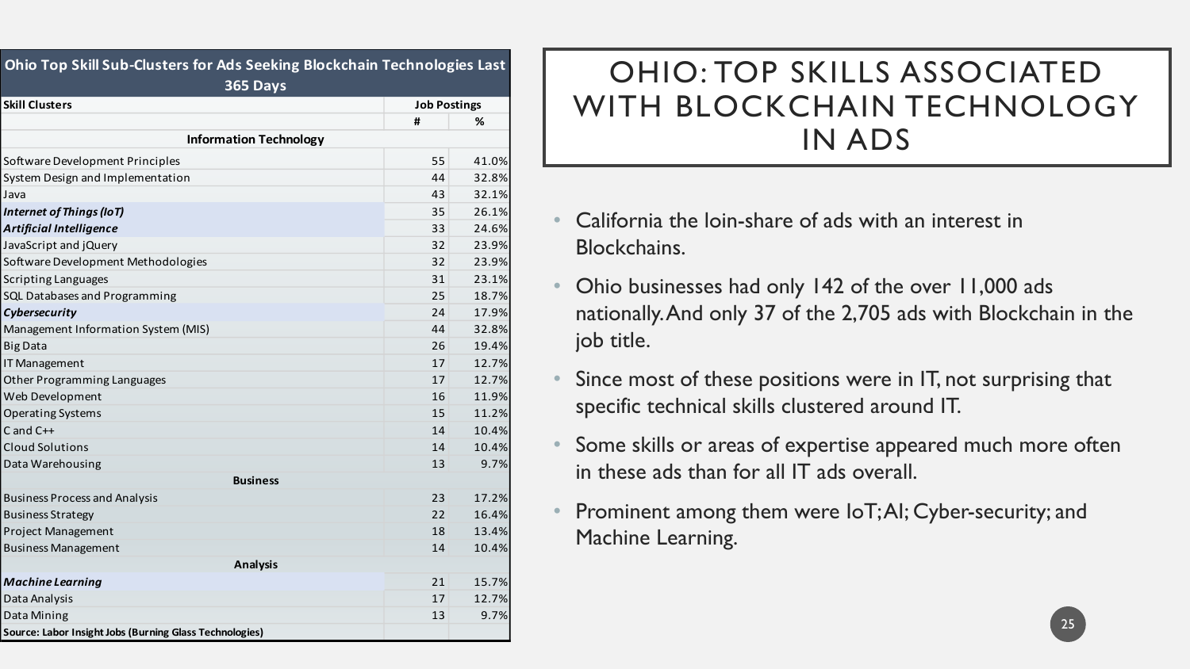# OHIO: TOP SKILLS ASSOCIATED WITH BLOCKCHAIN TECHNOLOGY IN ADS

**Ohio Top Skill Sub-Clusters for Ads Seeking Blockchain Technologies Last 365 Days**

| Skill Clusters | Job Postings | |
|---|---|---|
| | # | % |
| **Information Technology** | | |
| Software Development Principles | 55 | 41.0% |
| System Design and Implementation | 44 | 32.8% |
| Java | 43 | 32.1% |
| ***Internet of Things (IoT)*** | 35 | 26.1% |
| ***Artificial Intelligence*** | 33 | 24.6% |
| JavaScript and jQuery | 32 | 23.9% |
| Software Development Methodologies | 32 | 23.9% |
| Scripting Languages | 31 | 23.1% |
| SQL Databases and Programming | 25 | 18.7% |
| ***Cybersecurity*** | 24 | 17.9% |
| Management Information System (MIS) | 44 | 32.8% |
| Big Data | 26 | 19.4% |
| IT Management | 17 | 12.7% |
| Other Programming Languages | 17 | 12.7% |
| Web Development | 16 | 11.9% |
| Operating Systems | 15 | 11.2% |
| C and C++ | 14 | 10.4% |
| Cloud Solutions | 14 | 10.4% |
| Data Warehousing | 13 | 9.7% |
| **Business** | | |
| Business Process and Analysis | 23 | 17.2% |
| Business Strategy | 22 | 16.4% |
| Project Management | 18 | 13.4% |
| Business Management | 14 | 10.4% |
| **Analysis** | | |
| ***Machine Learning*** | 21 | 15.7% |
| Data Analysis | 17 | 12.7% |
| Data Mining | 13 | 9.7% |
| **Source: Labor Insight Jobs (Burning Glass Technologies)** | | |

- California the loin-share of ads with an interest in Blockchains.
- Ohio businesses had only 142 of the over 11,000 ads nationally. And only 37 of the 2,705 ads with Blockchain in the job title.
- Since most of these positions were in IT, not surprising that specific technical skills clustered around IT.
- Some skills or areas of expertise appeared much more often in these ads than for all IT ads overall.
- Prominent among them were IoT; AI; Cyber-security; and Machine Learning.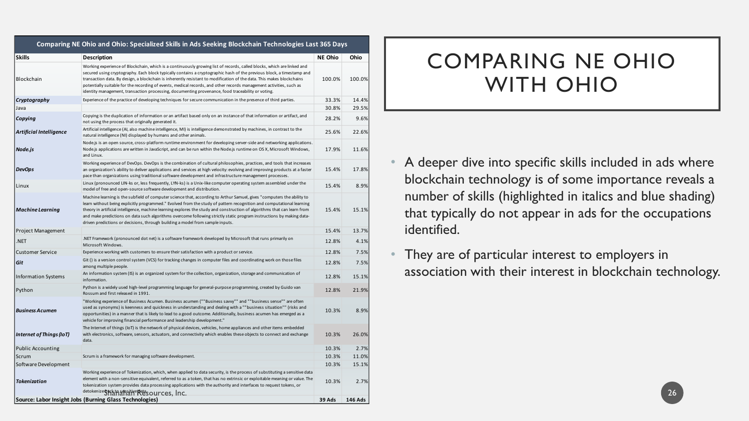# COMPARING NE OHIO WITH OHIO

| Comparing NE Ohio and Ohio: Specialized Skills in Ads Seeking Blockchain Technologies Last 365 Days | | | |
|---|---|---|---|
| **Skills** | **Description** | **NE Ohio** | **Ohio** |
| Blockchain | Working experience of Blockchain, which is a continuously growing list of records, called blocks, which are linked and secured using cryptography. Each block typically contains a cryptographic hash of the previous block, a timestamp and transaction data. By design, a blockchain is inherently resistant to modification of the data. This makes blockchains potentially suitable for the recording of events, medical records, and other records management activities, such as identity management, transaction processing, documenting provenance, food traceability or voting. | 100.0% | 100.0% |
| ***Cryptography*** | Experience of the practice of developing techniques for secure communication in the presence of third parties. | 33.3% | 14.4% |
| Java | | 30.8% | 29.5% |
| ***Copying*** | Copying is the duplication of information or an artifact based only on an instance of that information or artifact, and not using the process that originally generated it. | 28.2% | 9.6% |
| ***Artificial Intelligence*** | Artificial intelligence (AI, also machine intelligence, MI) is intelligence demonstrated by machines, in contrast to the natural intelligence (NI) displayed by humans and other animals. | 25.6% | 22.6% |
| ***Node.js*** | Node.js is an open source, cross-platform runtime environment for developing server-side and networking applications. Node.js applications are written in JavaScript, and can be run within the Node.js runtime on OS X, Microsoft Windows, and Linux. | 17.9% | 11.6% |
| ***DevOps*** | Working experience of DevOps. DevOps is the combination of cultural philosophies, practices, and tools that increases an organization's ability to deliver applications and services at high velocity: evolving and improving products at a faster pace than organizations using traditional software development and infrastructure management processes. | 15.4% | 17.8% |
| Linux | Linux (pronounced LIN-ks or, less frequently, LYN-ks) is a Unix-like computer operating system assembled under the model of free and open-source software development and distribution. | 15.4% | 8.9% |
| ***Machine Learning*** | Machine learning is the subfield of computer science that, according to Arthur Samuel, gives "computers the ability to learn without being explicitly programmed." Evolved from the study of pattern recognition and computational learning theory in artificial intelligence, machine learning explores the study and construction of algorithms that can learn from and make predictions on data such algorithms overcome following strictly static program instructions by making data-driven predictions or decisions, through building a model from sample inputs. | 15.4% | 15.1% |
| Project Management | | 15.4% | 13.7% |
| .NET | .NET Framework (pronounced dot net) is a software framework developed by Microsoft that runs primarily on Microsoft Windows. | 12.8% | 4.1% |
| Customer Service | Experience working with customers to ensure their satisfaction with a product or service. | 12.8% | 7.5% |
| ***Git*** | Git () is a version control system (VCS) for tracking changes in computer files and coordinating work on those files among multiple people. | 12.8% | 7.5% |
| Information Systems | An information system (IS) is an organized system for the collection, organization, storage and communication of information. | 12.8% | 15.1% |
| Python | Python is a widely used high-level programming language for general-purpose programming, created by Guido van Rossum and first released in 1991. | 12.8% | 21.9% |
| ***Business Acumen*** | "Working experience of Business Acumen. Business acumen (""Business savvy"" and ""business sense"" are often used as synonyms) is keenness and quickness in understanding and dealing with a ""business situation"" (risks and opportunities) in a manner that is likely to lead to a good outcome. Additionally, business acumen has emerged as a vehicle for improving financial performance and leadership development." | 10.3% | 8.9% |
| ***Internet of Things (IoT)*** | The Internet of things (IoT) is the network of physical devices, vehicles, home appliances and other items embedded with electronics, software, sensors, actuators, and connectivity which enables these objects to connect and exchange data. | 10.3% | 26.0% |
| Public Accounting | | 10.3% | 2.7% |
| Scrum | Scrum is a framework for managing software development. | 10.3% | 11.0% |
| Software Development | | 10.3% | 15.1% |
| ***Tokenization*** | Working experience of Tokenization, which, when applied to data security, is the process of substituting a sensitive data element with a non-sensitive equivalent, referred to as a token, that has no extrinsic or exploitable meaning or value. The tokenization system provides data processing applications with the authority and interfaces to request tokens, or detokenize back to sensitive data. | 10.3% | 2.7% |
| **Source: Labor Insight Jobs (Burning Glass Technologies)** | | **39 Ads** | **146 Ads** |

Shanahan Resources, Inc.

- A deeper dive into specific skills included in ads where blockchain technology is of some importance reveals a number of skills (highlighted in italics and blue shading) that typically do not appear in ads for the occupations identified.
- They are of particular interest to employers in association with their interest in blockchain technology.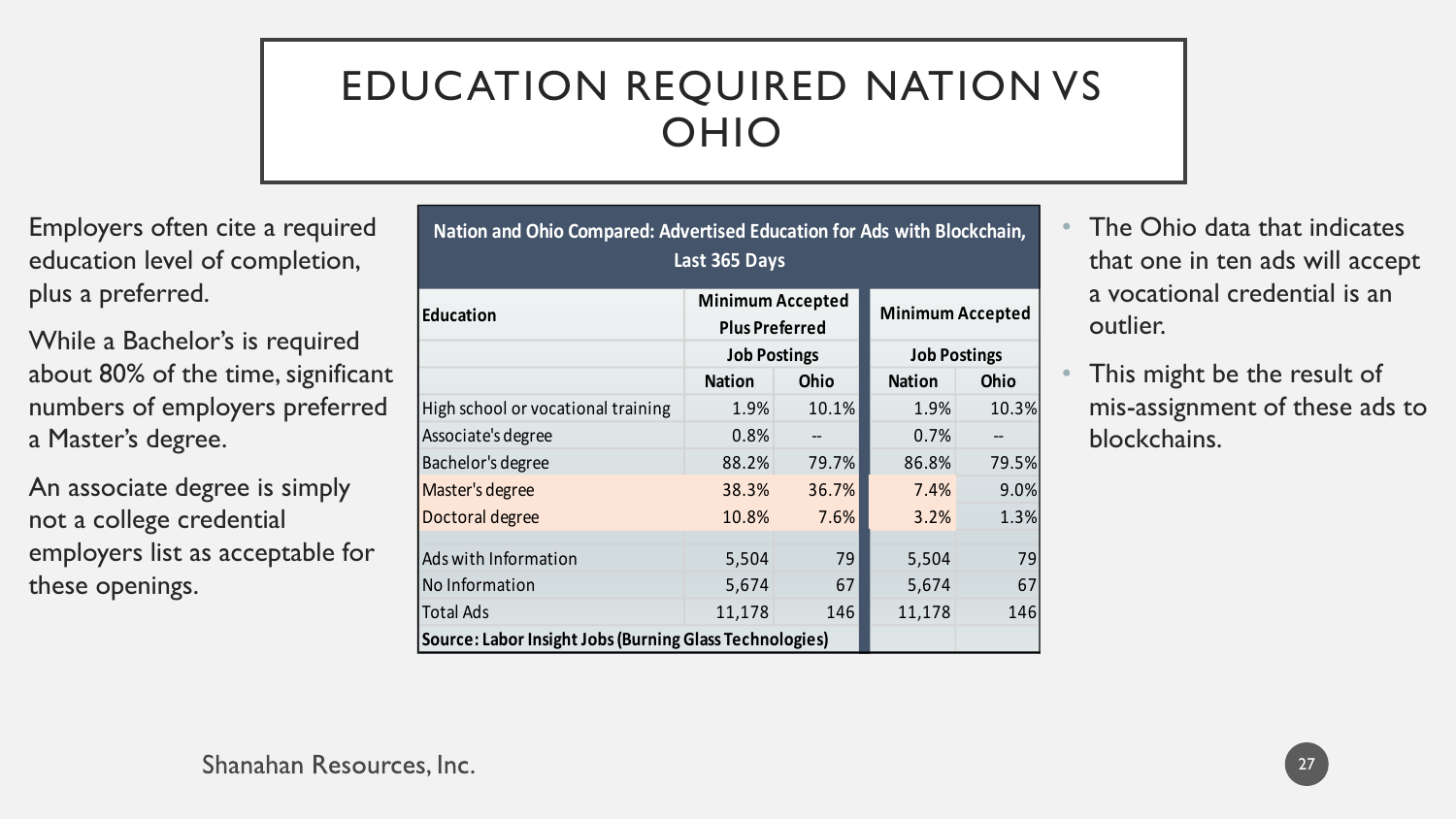# EDUCATION REQUIRED NATION VS OHIO

Employers often cite a required education level of completion, plus a preferred.

While a Bachelor's is required about 80% of the time, significant numbers of employers preferred a Master's degree.

An associate degree is simply not a college credential employers list as acceptable for these openings.

**Nation and Ohio Compared: Advertised Education for Ads with Blockchain, Last 365 Days**

| Education | Minimum Accepted Plus Preferred | | Minimum Accepted | |
|---|---|---|---|---|
| | Job Postings | | Job Postings | |
| | Nation | Ohio | Nation | Ohio |
| High school or vocational training | 1.9% | 10.1% | 1.9% | 10.3% |
| Associate's degree | 0.8% | -- | 0.7% | -- |
| Bachelor's degree | 88.2% | 79.7% | 86.8% | 79.5% |
| Master's degree | 38.3% | 36.7% | 7.4% | 9.0% |
| Doctoral degree | 10.8% | 7.6% | 3.2% | 1.3% |
| | | | | |
| Ads with Information | 5,504 | 79 | 5,504 | 79 |
| No Information | 5,674 | 67 | 5,674 | 67 |
| Total Ads | 11,178 | 146 | 11,178 | 146 |
| **Source: Labor Insight Jobs (Burning Glass Technologies)** | | | | |

- The Ohio data that indicates that one in ten ads will accept a vocational credential is an outlier.
- This might be the result of mis-assignment of these ads to blockchains.

Shanahan Resources, Inc.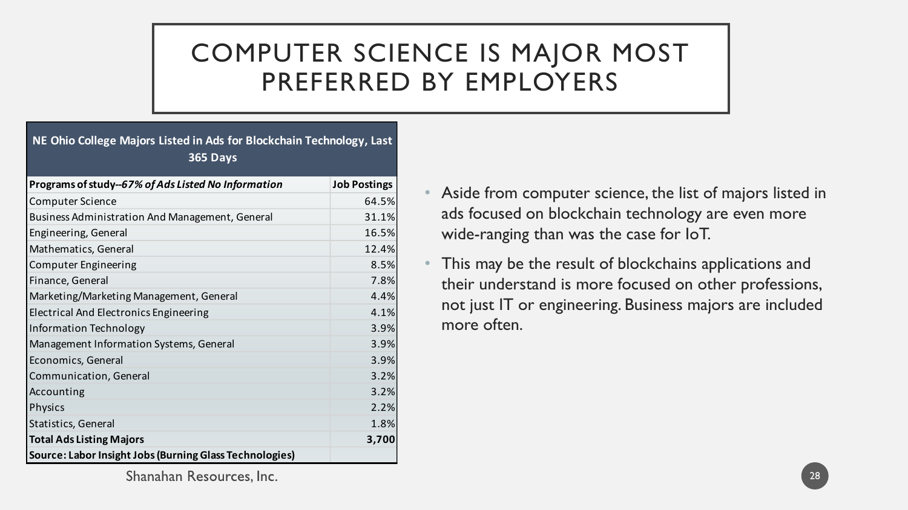# COMPUTER SCIENCE IS MAJOR MOST PREFERRED BY EMPLOYERS

| NE Ohio College Majors Listed in Ads for Blockchain Technology, Last 365 Days | |
|---|---|
| **Programs of study--*67% of Ads Listed No Information*** | **Job Postings** |
| Computer Science | 64.5% |
| Business Administration And Management, General | 31.1% |
| Engineering, General | 16.5% |
| Mathematics, General | 12.4% |
| Computer Engineering | 8.5% |
| Finance, General | 7.8% |
| Marketing/Marketing Management, General | 4.4% |
| Electrical And Electronics Engineering | 4.1% |
| Information Technology | 3.9% |
| Management Information Systems, General | 3.9% |
| Economics, General | 3.9% |
| Communication, General | 3.2% |
| Accounting | 3.2% |
| Physics | 2.2% |
| Statistics, General | 1.8% |
| **Total Ads Listing Majors** | **3,700** |
| **Source: Labor Insight Jobs (Burning Glass Technologies)** | |

Shanahan Resources, Inc.

- Aside from computer science, the list of majors listed in ads focused on blockchain technology are even more wide-ranging than was the case for IoT.
- This may be the result of blockchains applications and their understand is more focused on other professions, not just IT or engineering. Business majors are included more often.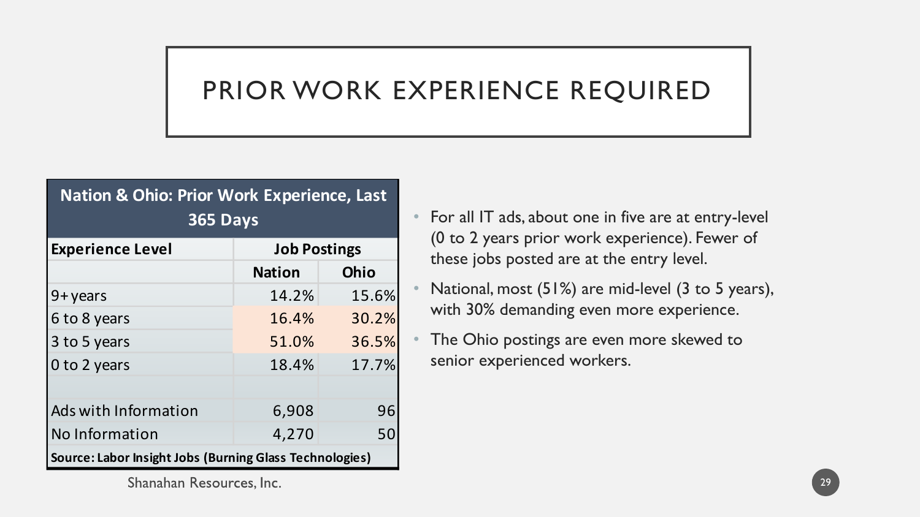# PRIOR WORK EXPERIENCE REQUIRED

| Nation & Ohio: Prior Work Experience, Last 365 Days | | |
|---|---|---|
| **Experience Level** | **Job Postings** | |
| | **Nation** | **Ohio** |
| 9+ years | 14.2% | 15.6% |
| 6 to 8 years | 16.4% | 30.2% |
| 3 to 5 years | 51.0% | 36.5% |
| 0 to 2 years | 18.4% | 17.7% |
| | | |
| Ads with Information | 6,908 | 96 |
| No Information | 4,270 | 50 |
| **Source: Labor Insight Jobs (Burning Glass Technologies)** | | |

- For all IT ads, about one in five are at entry-level (0 to 2 years prior work experience). Fewer of these jobs posted are at the entry level.
- National, most (51%) are mid-level (3 to 5 years), with 30% demanding even more experience.
- The Ohio postings are even more skewed to senior experienced workers.

Shanahan Resources, Inc.